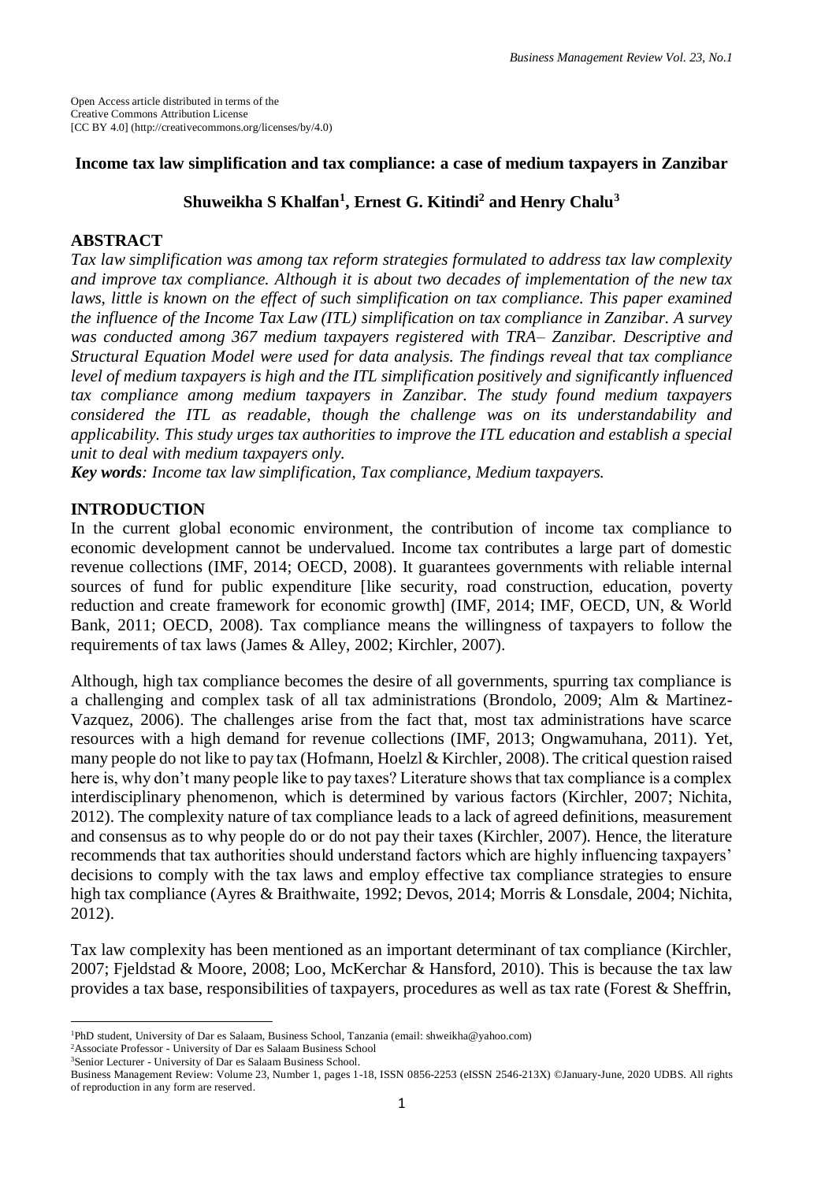Open Access article distributed in terms of the
Creative Commons Attribution License
[CC BY 4.0] (http://creativecommons.org/licenses/by/4.0)

# Income tax law simplification and tax compliance: a case of medium taxpayers in Zanzibar

**Shuweikha S Khalfan[1], Ernest G. Kitindi[2] and Henry Chalu[3]**

## ABSTRACT

***Tax law simplification was among tax reform strategies formulated to address tax law complexity and improve tax compliance. Although it is about two decades of implementation of the new tax laws, little is known on the effect of such simplification on tax compliance. This paper examined the influence of the Income Tax Law (ITL) simplification on tax compliance in Zanzibar. A survey was conducted among 367 medium taxpayers registered with TRA– Zanzibar. Descriptive and Structural Equation Model were used for data analysis. The findings reveal that tax compliance level of medium taxpayers is high and the ITL simplification positively and significantly influenced tax compliance among medium taxpayers in Zanzibar. The study found medium taxpayers considered the ITL as readable, though the challenge was on its understandability and applicability. This study urges tax authorities to improve the ITL education and establish a special unit to deal with medium taxpayers only.***

***Key words**: Income tax law simplification, Tax compliance, Medium taxpayers.*

## INTRODUCTION

In the current global economic environment, the contribution of income tax compliance to economic development cannot be undervalued. Income tax contributes a large part of domestic revenue collections (IMF, 2014; OECD, 2008). It guarantees governments with reliable internal sources of fund for public expenditure [like security, road construction, education, poverty reduction and create framework for economic growth] (IMF, 2014; IMF, OECD, UN, & World Bank, 2011; OECD, 2008). Tax compliance means the willingness of taxpayers to follow the requirements of tax laws (James & Alley, 2002; Kirchler, 2007).

Although, high tax compliance becomes the desire of all governments, spurring tax compliance is a challenging and complex task of all tax administrations (Brondolo, 2009; Alm & Martinez-Vazquez, 2006). The challenges arise from the fact that, most tax administrations have scarce resources with a high demand for revenue collections (IMF, 2013; Ongwamuhana, 2011). Yet, many people do not like to pay tax (Hofmann, Hoelzl & Kirchler, 2008). The critical question raised here is, why don't many people like to pay taxes? Literature shows that tax compliance is a complex interdisciplinary phenomenon, which is determined by various factors (Kirchler, 2007; Nichita, 2012). The complexity nature of tax compliance leads to a lack of agreed definitions, measurement and consensus as to why people do or do not pay their taxes (Kirchler, 2007). Hence, the literature recommends that tax authorities should understand factors which are highly influencing taxpayers' decisions to comply with the tax laws and employ effective tax compliance strategies to ensure high tax compliance (Ayres & Braithwaite, 1992; Devos, 2014; Morris & Lonsdale, 2004; Nichita, 2012).

Tax law complexity has been mentioned as an important determinant of tax compliance (Kirchler, 2007; Fjeldstad & Moore, 2008; Loo, McKerchar & Hansford, 2010). This is because the tax law provides a tax base, responsibilities of taxpayers, procedures as well as tax rate (Forest & Sheffrin,

---

[1]PhD student, University of Dar es Salaam, Business School, Tanzania (email: shweikha@yahoo.com)
[2]Associate Professor - University of Dar es Salaam Business School
[3]Senior Lecturer - University of Dar es Salaam Business School.
Business Management Review: Volume 23, Number 1, pages 1-18, ISSN 0856-2253 (eISSN 2546-213X) ©January-June, 2020 UDBS. All rights of reproduction in any form are reserved.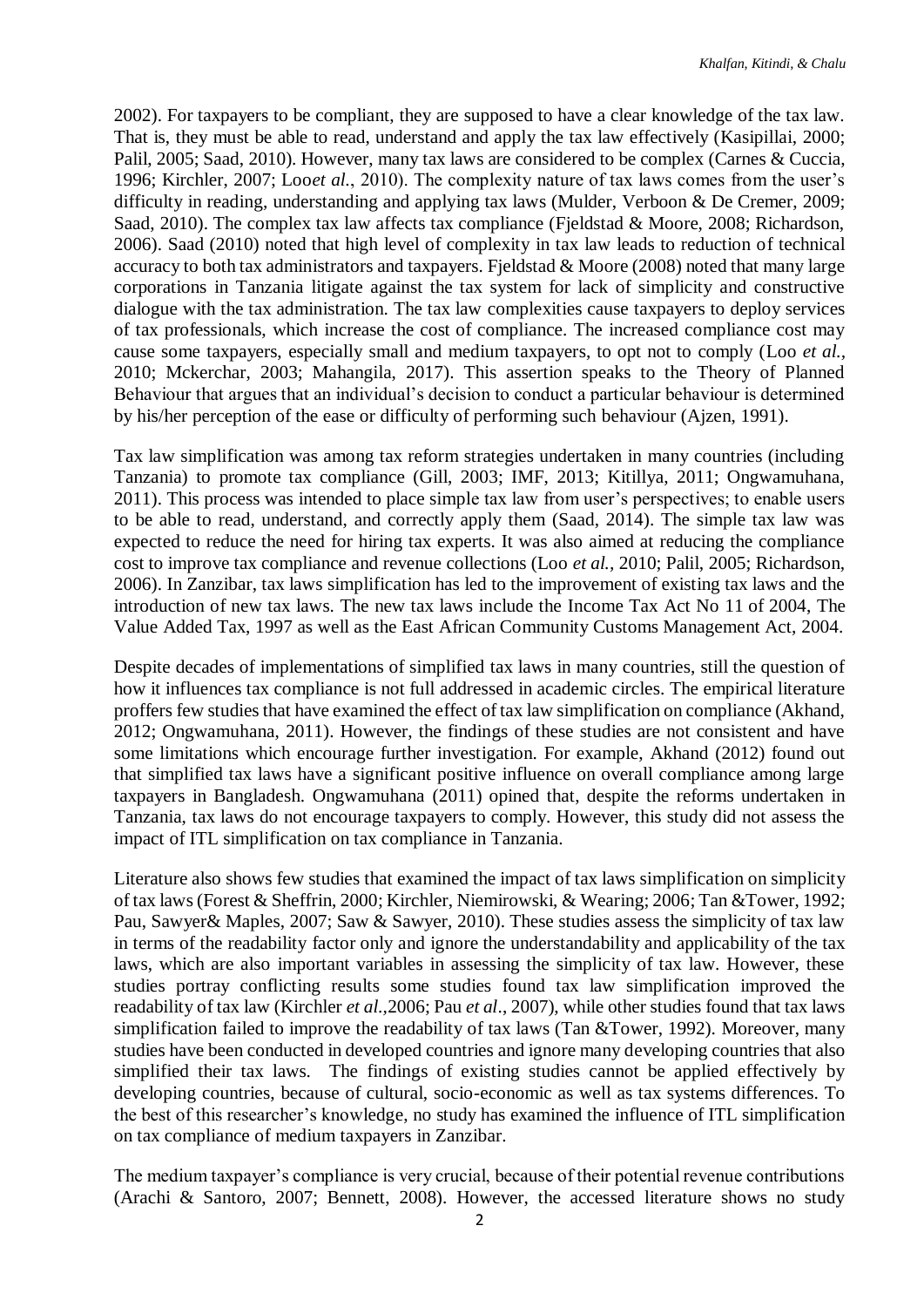2002). For taxpayers to be compliant, they are supposed to have a clear knowledge of the tax law. That is, they must be able to read, understand and apply the tax law effectively (Kasipillai, 2000; Palil, 2005; Saad, 2010). However, many tax laws are considered to be complex (Carnes & Cuccia, 1996; Kirchler, 2007; Loo*et al.*, 2010). The complexity nature of tax laws comes from the user's difficulty in reading, understanding and applying tax laws (Mulder, Verboon & De Cremer, 2009; Saad, 2010). The complex tax law affects tax compliance (Fjeldstad & Moore, 2008; Richardson, 2006). Saad (2010) noted that high level of complexity in tax law leads to reduction of technical accuracy to both tax administrators and taxpayers. Fjeldstad & Moore (2008) noted that many large corporations in Tanzania litigate against the tax system for lack of simplicity and constructive dialogue with the tax administration. The tax law complexities cause taxpayers to deploy services of tax professionals, which increase the cost of compliance. The increased compliance cost may cause some taxpayers, especially small and medium taxpayers, to opt not to comply (Loo *et al.*, 2010; Mckerchar, 2003; Mahangila, 2017). This assertion speaks to the Theory of Planned Behaviour that argues that an individual's decision to conduct a particular behaviour is determined by his/her perception of the ease or difficulty of performing such behaviour (Ajzen, 1991).

Tax law simplification was among tax reform strategies undertaken in many countries (including Tanzania) to promote tax compliance (Gill, 2003; IMF, 2013; Kitillya, 2011; Ongwamuhana, 2011). This process was intended to place simple tax law from user's perspectives; to enable users to be able to read, understand, and correctly apply them (Saad, 2014). The simple tax law was expected to reduce the need for hiring tax experts. It was also aimed at reducing the compliance cost to improve tax compliance and revenue collections (Loo *et al.*, 2010; Palil, 2005; Richardson, 2006). In Zanzibar, tax laws simplification has led to the improvement of existing tax laws and the introduction of new tax laws. The new tax laws include the Income Tax Act No 11 of 2004, The Value Added Tax, 1997 as well as the East African Community Customs Management Act, 2004.

Despite decades of implementations of simplified tax laws in many countries, still the question of how it influences tax compliance is not full addressed in academic circles. The empirical literature proffers few studies that have examined the effect of tax law simplification on compliance (Akhand, 2012; Ongwamuhana, 2011). However, the findings of these studies are not consistent and have some limitations which encourage further investigation. For example, Akhand (2012) found out that simplified tax laws have a significant positive influence on overall compliance among large taxpayers in Bangladesh. Ongwamuhana (2011) opined that, despite the reforms undertaken in Tanzania, tax laws do not encourage taxpayers to comply. However, this study did not assess the impact of ITL simplification on tax compliance in Tanzania.

Literature also shows few studies that examined the impact of tax laws simplification on simplicity of tax laws (Forest & Sheffrin, 2000; Kirchler, Niemirowski, & Wearing; 2006; Tan &Tower, 1992; Pau, Sawyer& Maples, 2007; Saw & Sawyer, 2010). These studies assess the simplicity of tax law in terms of the readability factor only and ignore the understandability and applicability of the tax laws, which are also important variables in assessing the simplicity of tax law. However, these studies portray conflicting results some studies found tax law simplification improved the readability of tax law (Kirchler *et al.*,2006; Pau *et al*., 2007), while other studies found that tax laws simplification failed to improve the readability of tax laws (Tan &Tower, 1992). Moreover, many studies have been conducted in developed countries and ignore many developing countries that also simplified their tax laws. The findings of existing studies cannot be applied effectively by developing countries, because of cultural, socio-economic as well as tax systems differences. To the best of this researcher's knowledge, no study has examined the influence of ITL simplification on tax compliance of medium taxpayers in Zanzibar.

The medium taxpayer's compliance is very crucial, because of their potential revenue contributions (Arachi & Santoro, 2007; Bennett, 2008). However, the accessed literature shows no study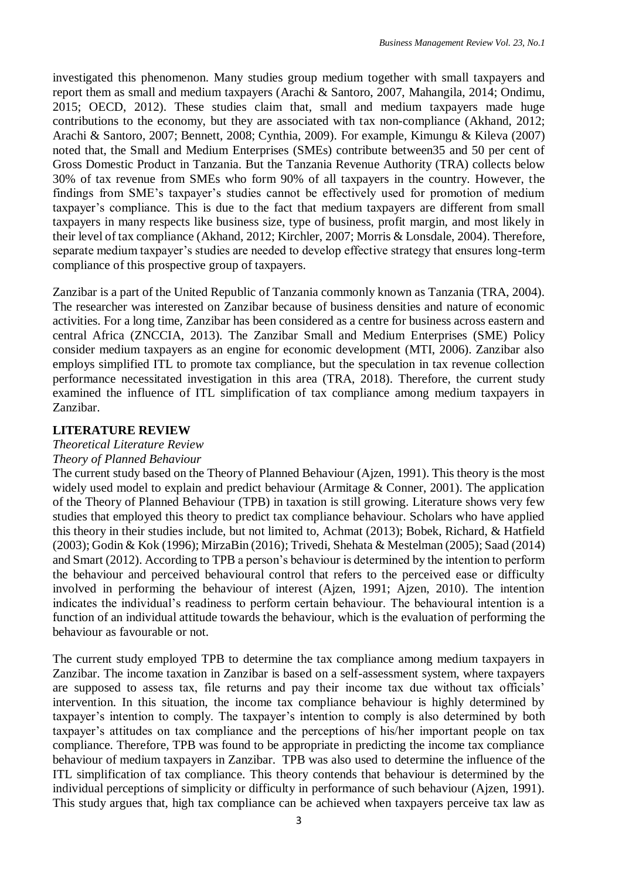investigated this phenomenon. Many studies group medium together with small taxpayers and report them as small and medium taxpayers (Arachi & Santoro, 2007, Mahangila, 2014; Ondimu, 2015; OECD, 2012). These studies claim that, small and medium taxpayers made huge contributions to the economy, but they are associated with tax non-compliance (Akhand, 2012; Arachi & Santoro, 2007; Bennett, 2008; Cynthia, 2009). For example, Kimungu & Kileva (2007) noted that, the Small and Medium Enterprises (SMEs) contribute between35 and 50 per cent of Gross Domestic Product in Tanzania. But the Tanzania Revenue Authority (TRA) collects below 30% of tax revenue from SMEs who form 90% of all taxpayers in the country. However, the findings from SME's taxpayer's studies cannot be effectively used for promotion of medium taxpayer's compliance. This is due to the fact that medium taxpayers are different from small taxpayers in many respects like business size, type of business, profit margin, and most likely in their level of tax compliance (Akhand, 2012; Kirchler, 2007; Morris & Lonsdale, 2004). Therefore, separate medium taxpayer's studies are needed to develop effective strategy that ensures long-term compliance of this prospective group of taxpayers.

Zanzibar is a part of the United Republic of Tanzania commonly known as Tanzania (TRA, 2004). The researcher was interested on Zanzibar because of business densities and nature of economic activities. For a long time, Zanzibar has been considered as a centre for business across eastern and central Africa (ZNCCIA, 2013). The Zanzibar Small and Medium Enterprises (SME) Policy consider medium taxpayers as an engine for economic development (MTI, 2006). Zanzibar also employs simplified ITL to promote tax compliance, but the speculation in tax revenue collection performance necessitated investigation in this area (TRA, 2018). Therefore, the current study examined the influence of ITL simplification of tax compliance among medium taxpayers in Zanzibar.

## LITERATURE REVIEW

### *Theoretical Literature Review*

#### *Theory of Planned Behaviour*

The current study based on the Theory of Planned Behaviour (Ajzen, 1991). This theory is the most widely used model to explain and predict behaviour (Armitage & Conner, 2001). The application of the Theory of Planned Behaviour (TPB) in taxation is still growing. Literature shows very few studies that employed this theory to predict tax compliance behaviour. Scholars who have applied this theory in their studies include, but not limited to, Achmat (2013); Bobek, Richard, & Hatfield (2003); Godin & Kok (1996); MirzaBin (2016); Trivedi, Shehata & Mestelman (2005); Saad (2014) and Smart (2012). According to TPB a person's behaviour is determined by the intention to perform the behaviour and perceived behavioural control that refers to the perceived ease or difficulty involved in performing the behaviour of interest (Ajzen, 1991; Ajzen, 2010). The intention indicates the individual's readiness to perform certain behaviour. The behavioural intention is a function of an individual attitude towards the behaviour, which is the evaluation of performing the behaviour as favourable or not.

The current study employed TPB to determine the tax compliance among medium taxpayers in Zanzibar. The income taxation in Zanzibar is based on a self-assessment system, where taxpayers are supposed to assess tax, file returns and pay their income tax due without tax officials' intervention. In this situation, the income tax compliance behaviour is highly determined by taxpayer's intention to comply. The taxpayer's intention to comply is also determined by both taxpayer's attitudes on tax compliance and the perceptions of his/her important people on tax compliance. Therefore, TPB was found to be appropriate in predicting the income tax compliance behaviour of medium taxpayers in Zanzibar. TPB was also used to determine the influence of the ITL simplification of tax compliance. This theory contends that behaviour is determined by the individual perceptions of simplicity or difficulty in performance of such behaviour (Ajzen, 1991). This study argues that, high tax compliance can be achieved when taxpayers perceive tax law as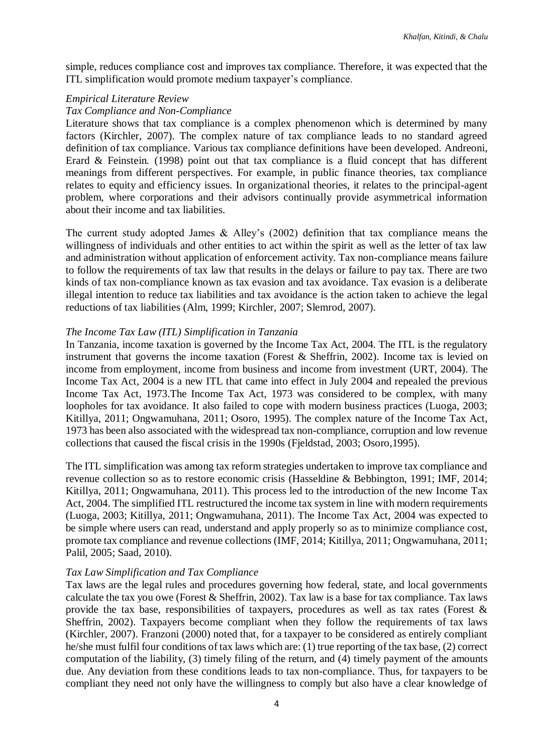simple, reduces compliance cost and improves tax compliance. Therefore, it was expected that the ITL simplification would promote medium taxpayer's compliance.

*Empirical Literature Review*

*Tax Compliance and Non-Compliance*

Literature shows that tax compliance is a complex phenomenon which is determined by many factors (Kirchler, 2007). The complex nature of tax compliance leads to no standard agreed definition of tax compliance. Various tax compliance definitions have been developed. Andreoni, Erard & Feinstein. (1998) point out that tax compliance is a fluid concept that has different meanings from different perspectives. For example, in public finance theories, tax compliance relates to equity and efficiency issues. In organizational theories, it relates to the principal-agent problem, where corporations and their advisors continually provide asymmetrical information about their income and tax liabilities.

The current study adopted James & Alley's (2002) definition that tax compliance means the willingness of individuals and other entities to act within the spirit as well as the letter of tax law and administration without application of enforcement activity. Tax non-compliance means failure to follow the requirements of tax law that results in the delays or failure to pay tax. There are two kinds of tax non-compliance known as tax evasion and tax avoidance. Tax evasion is a deliberate illegal intention to reduce tax liabilities and tax avoidance is the action taken to achieve the legal reductions of tax liabilities (Alm, 1999; Kirchler, 2007; Slemrod, 2007).

*The Income Tax Law (ITL) Simplification in Tanzania*

In Tanzania, income taxation is governed by the Income Tax Act, 2004. The ITL is the regulatory instrument that governs the income taxation (Forest & Sheffrin, 2002). Income tax is levied on income from employment, income from business and income from investment (URT, 2004). The Income Tax Act, 2004 is a new ITL that came into effect in July 2004 and repealed the previous Income Tax Act, 1973.The Income Tax Act, 1973 was considered to be complex, with many loopholes for tax avoidance. It also failed to cope with modern business practices (Luoga, 2003; Kitillya, 2011; Ongwamuhana, 2011; Osoro, 1995). The complex nature of the Income Tax Act, 1973 has been also associated with the widespread tax non-compliance, corruption and low revenue collections that caused the fiscal crisis in the 1990s (Fjeldstad, 2003; Osoro,1995).

The ITL simplification was among tax reform strategies undertaken to improve tax compliance and revenue collection so as to restore economic crisis (Hasseldine & Bebbington, 1991; IMF, 2014; Kitillya, 2011; Ongwamuhana, 2011). This process led to the introduction of the new Income Tax Act, 2004. The simplified ITL restructured the income tax system in line with modern requirements (Luoga, 2003; Kitillya, 2011; Ongwamuhana, 2011). The Income Tax Act, 2004 was expected to be simple where users can read, understand and apply properly so as to minimize compliance cost, promote tax compliance and revenue collections (IMF, 2014; Kitillya, 2011; Ongwamuhana, 2011; Palil, 2005; Saad, 2010).

*Tax Law Simplification and Tax Compliance*

Tax laws are the legal rules and procedures governing how federal, state, and local governments calculate the tax you owe (Forest & Sheffrin, 2002). Tax law is a base for tax compliance. Tax laws provide the tax base, responsibilities of taxpayers, procedures as well as tax rates (Forest & Sheffrin, 2002). Taxpayers become compliant when they follow the requirements of tax laws (Kirchler, 2007). Franzoni (2000) noted that, for a taxpayer to be considered as entirely compliant he/she must fulfil four conditions of tax laws which are: (1) true reporting of the tax base, (2) correct computation of the liability, (3) timely filing of the return, and (4) timely payment of the amounts due. Any deviation from these conditions leads to tax non-compliance. Thus, for taxpayers to be compliant they need not only have the willingness to comply but also have a clear knowledge of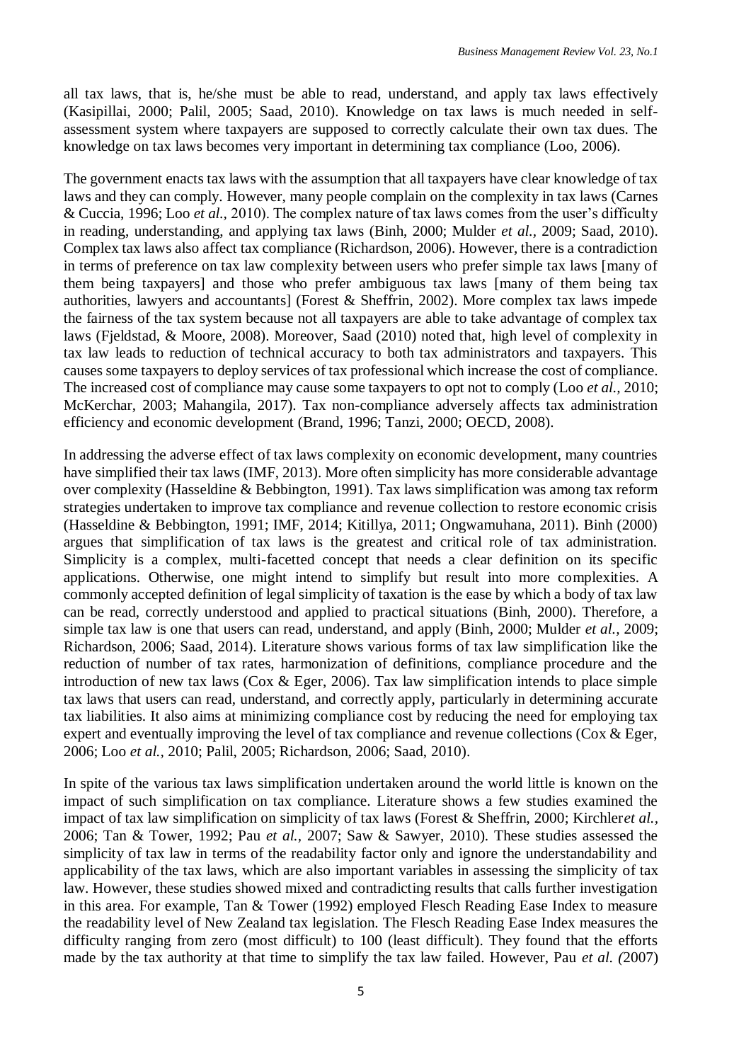all tax laws, that is, he/she must be able to read, understand, and apply tax laws effectively (Kasipillai, 2000; Palil, 2005; Saad, 2010). Knowledge on tax laws is much needed in self-assessment system where taxpayers are supposed to correctly calculate their own tax dues. The knowledge on tax laws becomes very important in determining tax compliance (Loo, 2006).

The government enacts tax laws with the assumption that all taxpayers have clear knowledge of tax laws and they can comply. However, many people complain on the complexity in tax laws (Carnes & Cuccia, 1996; Loo *et al.,* 2010). The complex nature of tax laws comes from the user's difficulty in reading, understanding, and applying tax laws (Binh, 2000; Mulder *et al.,* 2009; Saad, 2010). Complex tax laws also affect tax compliance (Richardson, 2006). However, there is a contradiction in terms of preference on tax law complexity between users who prefer simple tax laws [many of them being taxpayers] and those who prefer ambiguous tax laws [many of them being tax authorities, lawyers and accountants] (Forest & Sheffrin, 2002). More complex tax laws impede the fairness of the tax system because not all taxpayers are able to take advantage of complex tax laws (Fjeldstad, & Moore, 2008). Moreover, Saad (2010) noted that, high level of complexity in tax law leads to reduction of technical accuracy to both tax administrators and taxpayers. This causes some taxpayers to deploy services of tax professional which increase the cost of compliance. The increased cost of compliance may cause some taxpayers to opt not to comply (Loo *et al.,* 2010; McKerchar, 2003; Mahangila, 2017). Tax non-compliance adversely affects tax administration efficiency and economic development (Brand, 1996; Tanzi, 2000; OECD, 2008).

In addressing the adverse effect of tax laws complexity on economic development, many countries have simplified their tax laws (IMF, 2013). More often simplicity has more considerable advantage over complexity (Hasseldine & Bebbington, 1991). Tax laws simplification was among tax reform strategies undertaken to improve tax compliance and revenue collection to restore economic crisis (Hasseldine & Bebbington, 1991; IMF, 2014; Kitillya, 2011; Ongwamuhana, 2011). Binh (2000) argues that simplification of tax laws is the greatest and critical role of tax administration. Simplicity is a complex, multi-facetted concept that needs a clear definition on its specific applications. Otherwise, one might intend to simplify but result into more complexities. A commonly accepted definition of legal simplicity of taxation is the ease by which a body of tax law can be read, correctly understood and applied to practical situations (Binh, 2000). Therefore, a simple tax law is one that users can read, understand, and apply (Binh, 2000; Mulder *et al.,* 2009; Richardson, 2006; Saad, 2014). Literature shows various forms of tax law simplification like the reduction of number of tax rates, harmonization of definitions, compliance procedure and the introduction of new tax laws (Cox & Eger, 2006). Tax law simplification intends to place simple tax laws that users can read, understand, and correctly apply, particularly in determining accurate tax liabilities. It also aims at minimizing compliance cost by reducing the need for employing tax expert and eventually improving the level of tax compliance and revenue collections (Cox & Eger, 2006; Loo *et al.,* 2010; Palil, 2005; Richardson, 2006; Saad, 2010).

In spite of the various tax laws simplification undertaken around the world little is known on the impact of such simplification on tax compliance. Literature shows a few studies examined the impact of tax law simplification on simplicity of tax laws (Forest & Sheffrin, 2000; Kirchler*et al.,* 2006; Tan & Tower, 1992; Pau *et al.,* 2007; Saw & Sawyer, 2010). These studies assessed the simplicity of tax law in terms of the readability factor only and ignore the understandability and applicability of the tax laws, which are also important variables in assessing the simplicity of tax law. However, these studies showed mixed and contradicting results that calls further investigation in this area. For example, Tan & Tower (1992) employed Flesch Reading Ease Index to measure the readability level of New Zealand tax legislation. The Flesch Reading Ease Index measures the difficulty ranging from zero (most difficult) to 100 (least difficult). They found that the efforts made by the tax authority at that time to simplify the tax law failed. However, Pau *et al. (*2007)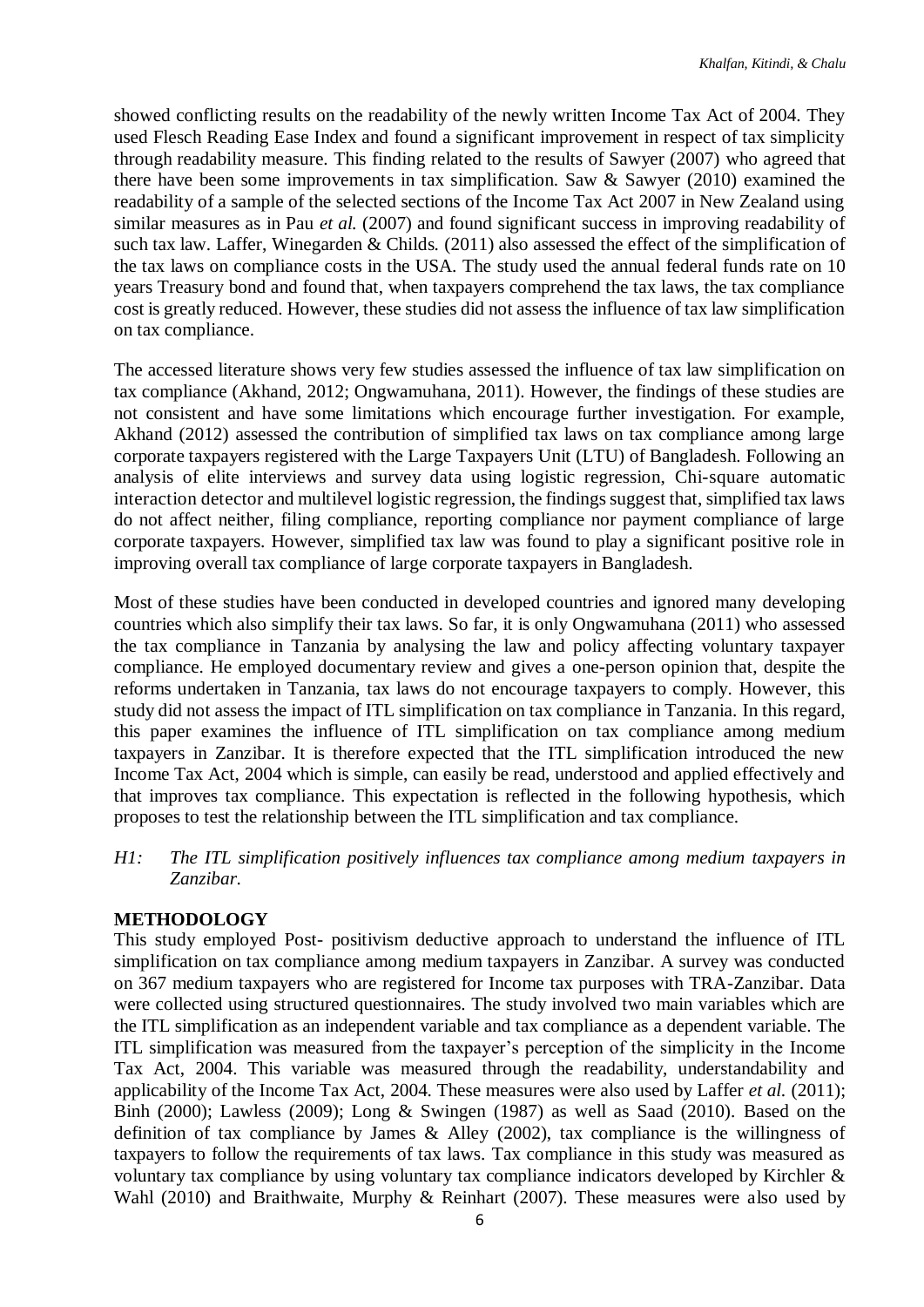showed conflicting results on the readability of the newly written Income Tax Act of 2004. They used Flesch Reading Ease Index and found a significant improvement in respect of tax simplicity through readability measure. This finding related to the results of Sawyer (2007) who agreed that there have been some improvements in tax simplification. Saw & Sawyer (2010) examined the readability of a sample of the selected sections of the Income Tax Act 2007 in New Zealand using similar measures as in Pau *et al.* (2007) and found significant success in improving readability of such tax law. Laffer, Winegarden & Childs. (2011) also assessed the effect of the simplification of the tax laws on compliance costs in the USA. The study used the annual federal funds rate on 10 years Treasury bond and found that, when taxpayers comprehend the tax laws, the tax compliance cost is greatly reduced. However, these studies did not assess the influence of tax law simplification on tax compliance.

The accessed literature shows very few studies assessed the influence of tax law simplification on tax compliance (Akhand, 2012; Ongwamuhana, 2011). However, the findings of these studies are not consistent and have some limitations which encourage further investigation. For example, Akhand (2012) assessed the contribution of simplified tax laws on tax compliance among large corporate taxpayers registered with the Large Taxpayers Unit (LTU) of Bangladesh. Following an analysis of elite interviews and survey data using logistic regression, Chi-square automatic interaction detector and multilevel logistic regression, the findings suggest that, simplified tax laws do not affect neither, filing compliance, reporting compliance nor payment compliance of large corporate taxpayers. However, simplified tax law was found to play a significant positive role in improving overall tax compliance of large corporate taxpayers in Bangladesh.

Most of these studies have been conducted in developed countries and ignored many developing countries which also simplify their tax laws. So far, it is only Ongwamuhana (2011) who assessed the tax compliance in Tanzania by analysing the law and policy affecting voluntary taxpayer compliance. He employed documentary review and gives a one-person opinion that, despite the reforms undertaken in Tanzania, tax laws do not encourage taxpayers to comply. However, this study did not assess the impact of ITL simplification on tax compliance in Tanzania. In this regard, this paper examines the influence of ITL simplification on tax compliance among medium taxpayers in Zanzibar. It is therefore expected that the ITL simplification introduced the new Income Tax Act, 2004 which is simple, can easily be read, understood and applied effectively and that improves tax compliance. This expectation is reflected in the following hypothesis, which proposes to test the relationship between the ITL simplification and tax compliance.

*H1: The ITL simplification positively influences tax compliance among medium taxpayers in Zanzibar.*

## METHODOLOGY

This study employed Post- positivism deductive approach to understand the influence of ITL simplification on tax compliance among medium taxpayers in Zanzibar. A survey was conducted on 367 medium taxpayers who are registered for Income tax purposes with TRA-Zanzibar. Data were collected using structured questionnaires. The study involved two main variables which are the ITL simplification as an independent variable and tax compliance as a dependent variable. The ITL simplification was measured from the taxpayer's perception of the simplicity in the Income Tax Act, 2004. This variable was measured through the readability, understandability and applicability of the Income Tax Act, 2004. These measures were also used by Laffer *et al.* (2011); Binh (2000); Lawless (2009); Long & Swingen (1987) as well as Saad (2010). Based on the definition of tax compliance by James & Alley (2002), tax compliance is the willingness of taxpayers to follow the requirements of tax laws. Tax compliance in this study was measured as voluntary tax compliance by using voluntary tax compliance indicators developed by Kirchler & Wahl (2010) and Braithwaite, Murphy & Reinhart (2007). These measures were also used by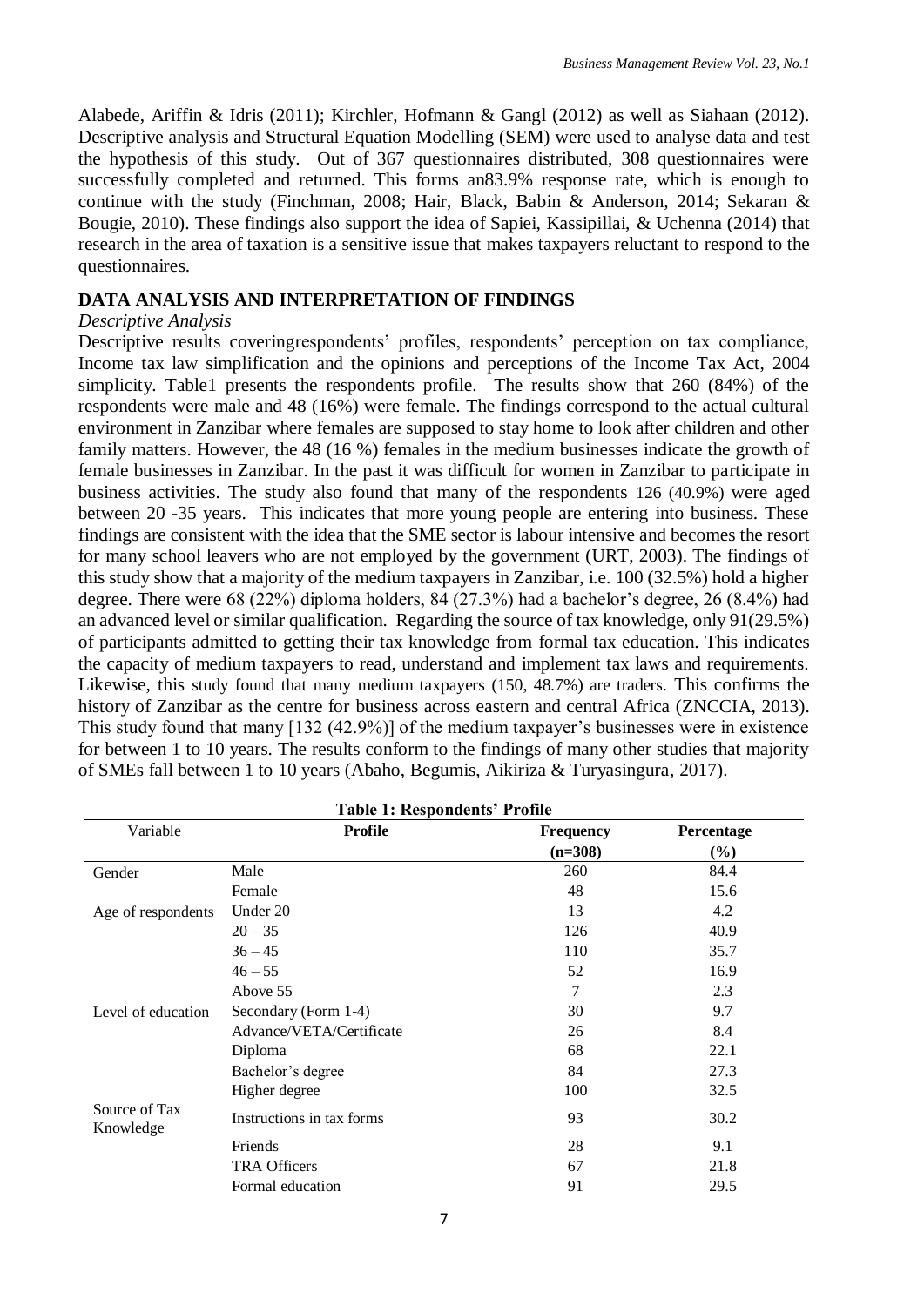Alabede, Ariffin & Idris (2011); Kirchler, Hofmann & Gangl (2012) as well as Siahaan (2012). Descriptive analysis and Structural Equation Modelling (SEM) were used to analyse data and test the hypothesis of this study. Out of 367 questionnaires distributed, 308 questionnaires were successfully completed and returned. This forms an83.9% response rate, which is enough to continue with the study (Finchman, 2008; Hair, Black, Babin & Anderson, 2014; Sekaran & Bougie, 2010). These findings also support the idea of Sapiei, Kassipillai, & Uchenna (2014) that research in the area of taxation is a sensitive issue that makes taxpayers reluctant to respond to the questionnaires.

## DATA ANALYSIS AND INTERPRETATION OF FINDINGS

*Descriptive Analysis*

Descriptive results coveringrespondents' profiles, respondents' perception on tax compliance, Income tax law simplification and the opinions and perceptions of the Income Tax Act, 2004 simplicity. Table1 presents the respondents profile. The results show that 260 (84%) of the respondents were male and 48 (16%) were female. The findings correspond to the actual cultural environment in Zanzibar where females are supposed to stay home to look after children and other family matters. However, the 48 (16 %) females in the medium businesses indicate the growth of female businesses in Zanzibar. In the past it was difficult for women in Zanzibar to participate in business activities. The study also found that many of the respondents 126 (40.9%) were aged between 20 -35 years. This indicates that more young people are entering into business. These findings are consistent with the idea that the SME sector is labour intensive and becomes the resort for many school leavers who are not employed by the government (URT, 2003). The findings of this study show that a majority of the medium taxpayers in Zanzibar, i.e. 100 (32.5%) hold a higher degree. There were 68 (22%) diploma holders, 84 (27.3%) had a bachelor's degree, 26 (8.4%) had an advanced level or similar qualification. Regarding the source of tax knowledge, only 91(29.5%) of participants admitted to getting their tax knowledge from formal tax education. This indicates the capacity of medium taxpayers to read, understand and implement tax laws and requirements. Likewise, this study found that many medium taxpayers (150, 48.7%) are traders. This confirms the history of Zanzibar as the centre for business across eastern and central Africa (ZNCCIA, 2013). This study found that many [132 (42.9%)] of the medium taxpayer's businesses were in existence for between 1 to 10 years. The results conform to the findings of many other studies that majority of SMEs fall between 1 to 10 years (Abaho, Begumis, Aikiriza & Turyasingura, 2017).

**Table 1: Respondents' Profile**

| Variable | Profile | Frequency (n=308) | Percentage (%) |
|---|---|---|---|
| Gender | Male | 260 | 84.4 |
| | Female | 48 | 15.6 |
| Age of respondents | Under 20 | 13 | 4.2 |
| | 20 – 35 | 126 | 40.9 |
| | 36 – 45 | 110 | 35.7 |
| | 46 – 55 | 52 | 16.9 |
| | Above 55 | 7 | 2.3 |
| Level of education | Secondary (Form 1-4) | 30 | 9.7 |
| | Advance/VETA/Certificate | 26 | 8.4 |
| | Diploma | 68 | 22.1 |
| | Bachelor's degree | 84 | 27.3 |
| | Higher degree | 100 | 32.5 |
| Source of Tax Knowledge | Instructions in tax forms | 93 | 30.2 |
| | Friends | 28 | 9.1 |
| | TRA Officers | 67 | 21.8 |
| | Formal education | 91 | 29.5 |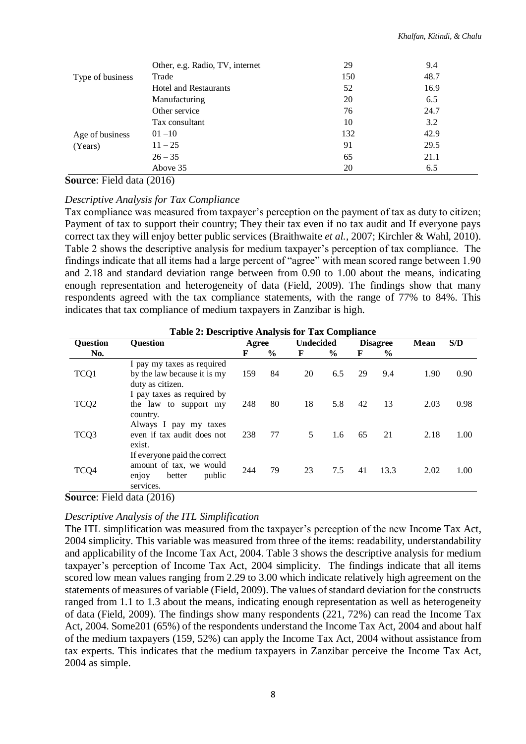|  |  |  |  |
|---|---|---|---|
|  | Other, e.g. Radio, TV, internet | 29 | 9.4 |
| Type of business | Trade | 150 | 48.7 |
|  | Hotel and Restaurants | 52 | 16.9 |
|  | Manufacturing | 20 | 6.5 |
|  | Other service | 76 | 24.7 |
|  | Tax consultant | 10 | 3.2 |
| Age of business (Years) | 01 –10 | 132 | 42.9 |
|  | 11 – 25 | 91 | 29.5 |
|  | 26 – 35 | 65 | 21.1 |
|  | Above 35 | 20 | 6.5 |

**Source**: Field data (2016)

*Descriptive Analysis for Tax Compliance*

Tax compliance was measured from taxpayer's perception on the payment of tax as duty to citizen; Payment of tax to support their country; They their tax even if no tax audit and If everyone pays correct tax they will enjoy better public services (Braithwaite *et al.*, 2007; Kirchler & Wahl, 2010). Table 2 shows the descriptive analysis for medium taxpayer's perception of tax compliance. The findings indicate that all items had a large percent of "agree" with mean scored range between 1.90 and 2.18 and standard deviation range between from 0.90 to 1.00 about the means, indicating enough representation and heterogeneity of data (Field, 2009). The findings show that many respondents agreed with the tax compliance statements, with the range of 77% to 84%. This indicates that tax compliance of medium taxpayers in Zanzibar is high.

**Table 2: Descriptive Analysis for Tax Compliance**

| Question No. | Question | Agree | | Undecided | | Disagree | | Mean | S/D |
|---|---|---|---|---|---|---|---|---|---|
| | | F | % | F | % | F | % | | |
| TCQ1 | I pay my taxes as required by the law because it is my duty as citizen. | 159 | 84 | 20 | 6.5 | 29 | 9.4 | 1.90 | 0.90 |
| TCQ2 | I pay taxes as required by the law to support my country. | 248 | 80 | 18 | 5.8 | 42 | 13 | 2.03 | 0.98 |
| TCQ3 | Always I pay my taxes even if tax audit does not exist. | 238 | 77 | 5 | 1.6 | 65 | 21 | 2.18 | 1.00 |
| TCQ4 | If everyone paid the correct amount of tax, we would enjoy better public services. | 244 | 79 | 23 | 7.5 | 41 | 13.3 | 2.02 | 1.00 |

**Source**: Field data (2016)

*Descriptive Analysis of the ITL Simplification*

The ITL simplification was measured from the taxpayer's perception of the new Income Tax Act, 2004 simplicity. This variable was measured from three of the items: readability, understandability and applicability of the Income Tax Act, 2004. Table 3 shows the descriptive analysis for medium taxpayer's perception of Income Tax Act, 2004 simplicity. The findings indicate that all items scored low mean values ranging from 2.29 to 3.00 which indicate relatively high agreement on the statements of measures of variable (Field, 2009). The values of standard deviation for the constructs ranged from 1.1 to 1.3 about the means, indicating enough representation as well as heterogeneity of data (Field, 2009). The findings show many respondents (221, 72%) can read the Income Tax Act, 2004. Some201 (65%) of the respondents understand the Income Tax Act, 2004 and about half of the medium taxpayers (159, 52%) can apply the Income Tax Act, 2004 without assistance from tax experts. This indicates that the medium taxpayers in Zanzibar perceive the Income Tax Act, 2004 as simple.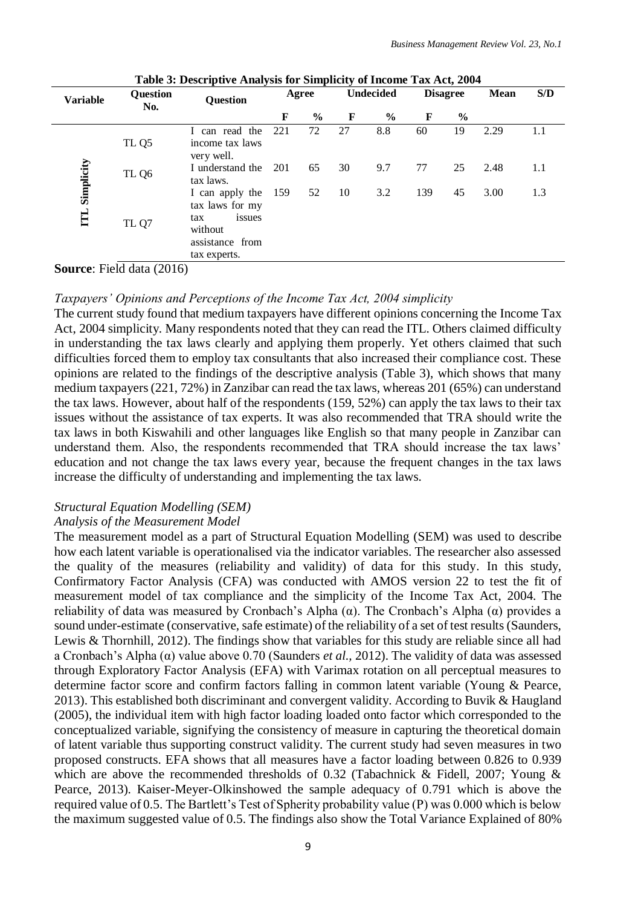**Table 3: Descriptive Analysis for Simplicity of Income Tax Act, 2004**

| Variable | Question No. | Question | Agree | | Undecided | | Disagree | | Mean | S/D |
|---|---|---|---|---|---|---|---|---|---|---|
| | | | F | % | F | % | F | % | | |
| ITL Simplicity | TL Q5 | I can read the income tax laws very well. | 221 | 72 | 27 | 8.8 | 60 | 19 | 2.29 | 1.1 |
| | TL Q6 | I understand the tax laws. | 201 | 65 | 30 | 9.7 | 77 | 25 | 2.48 | 1.1 |
| | TL Q7 | I can apply the tax laws for my tax issues without assistance from tax experts. | 159 | 52 | 10 | 3.2 | 139 | 45 | 3.00 | 1.3 |

**Source**: Field data (2016)

*Taxpayers' Opinions and Perceptions of the Income Tax Act, 2004 simplicity*

The current study found that medium taxpayers have different opinions concerning the Income Tax Act, 2004 simplicity. Many respondents noted that they can read the ITL. Others claimed difficulty in understanding the tax laws clearly and applying them properly. Yet others claimed that such difficulties forced them to employ tax consultants that also increased their compliance cost. These opinions are related to the findings of the descriptive analysis (Table 3), which shows that many medium taxpayers (221, 72%) in Zanzibar can read the tax laws, whereas 201 (65%) can understand the tax laws. However, about half of the respondents (159, 52%) can apply the tax laws to their tax issues without the assistance of tax experts. It was also recommended that TRA should write the tax laws in both Kiswahili and other languages like English so that many people in Zanzibar can understand them. Also, the respondents recommended that TRA should increase the tax laws' education and not change the tax laws every year, because the frequent changes in the tax laws increase the difficulty of understanding and implementing the tax laws.

*Structural Equation Modelling (SEM)*

*Analysis of the Measurement Model*

The measurement model as a part of Structural Equation Modelling (SEM) was used to describe how each latent variable is operationalised via the indicator variables. The researcher also assessed the quality of the measures (reliability and validity) of data for this study. In this study, Confirmatory Factor Analysis (CFA) was conducted with AMOS version 22 to test the fit of measurement model of tax compliance and the simplicity of the Income Tax Act, 2004. The reliability of data was measured by Cronbach's Alpha (α). The Cronbach's Alpha (α) provides a sound under-estimate (conservative, safe estimate) of the reliability of a set of test results (Saunders, Lewis & Thornhill, 2012). The findings show that variables for this study are reliable since all had a Cronbach's Alpha (α) value above 0.70 (Saunders *et al.,* 2012). The validity of data was assessed through Exploratory Factor Analysis (EFA) with Varimax rotation on all perceptual measures to determine factor score and confirm factors falling in common latent variable (Young & Pearce, 2013). This established both discriminant and convergent validity. According to Buvik & Haugland (2005), the individual item with high factor loading loaded onto factor which corresponded to the conceptualized variable, signifying the consistency of measure in capturing the theoretical domain of latent variable thus supporting construct validity. The current study had seven measures in two proposed constructs. EFA shows that all measures have a factor loading between 0.826 to 0.939 which are above the recommended thresholds of 0.32 (Tabachnick & Fidell, 2007; Young & Pearce, 2013). Kaiser-Meyer-Olkinshowed the sample adequacy of 0.791 which is above the required value of 0.5. The Bartlett's Test of Sphericity probability value (P) was 0.000 which is below the maximum suggested value of 0.5. The findings also show the Total Variance Explained of 80%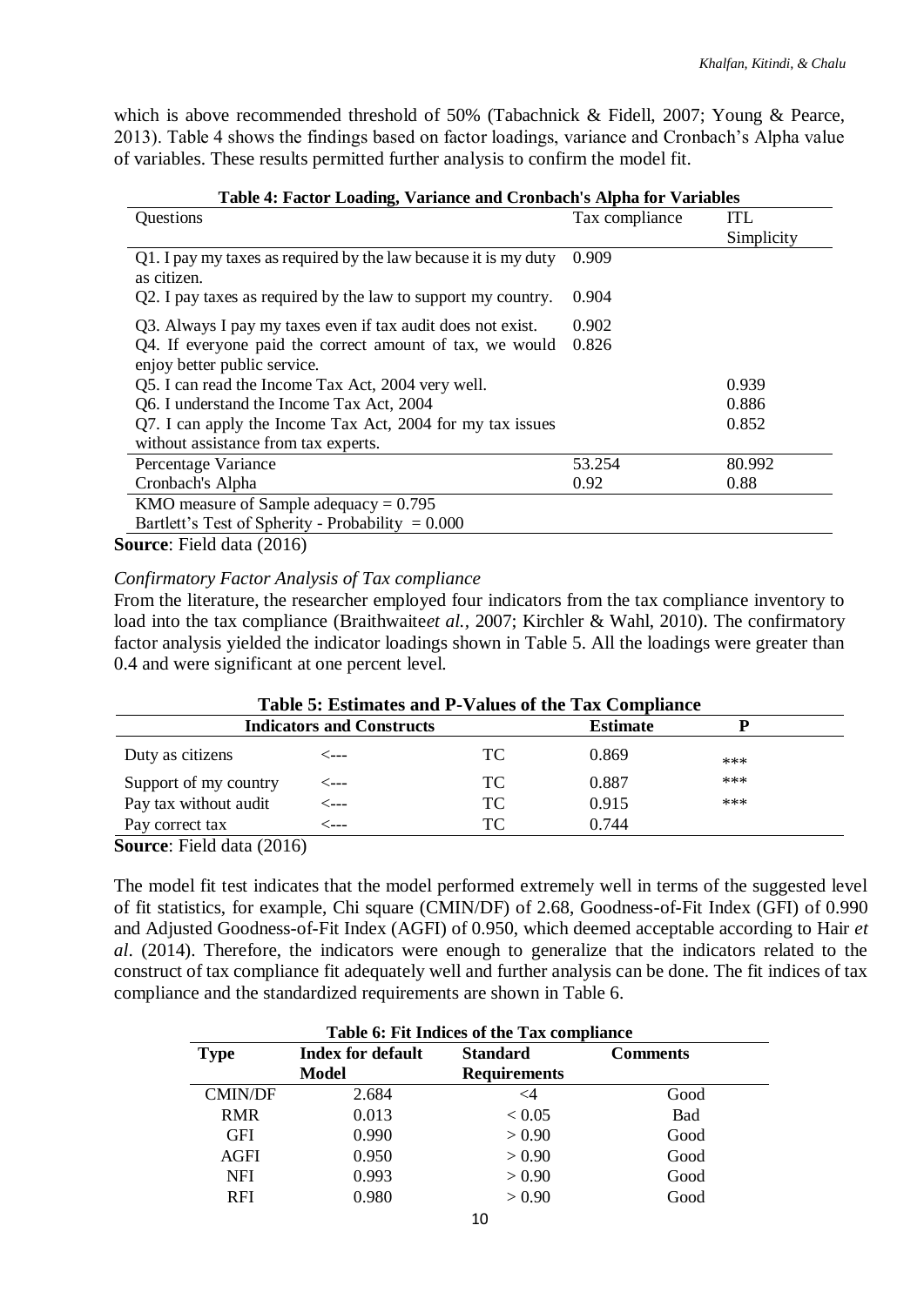which is above recommended threshold of 50% (Tabachnick & Fidell, 2007; Young & Pearce, 2013). Table 4 shows the findings based on factor loadings, variance and Cronbach's Alpha value of variables. These results permitted further analysis to confirm the model fit.

**Table 4: Factor Loading, Variance and Cronbach's Alpha for Variables**

| Questions | Tax compliance | ITL Simplicity |
|---|---|---|
| Q1. I pay my taxes as required by the law because it is my duty as citizen. | 0.909 | |
| Q2. I pay taxes as required by the law to support my country. | 0.904 | |
| Q3. Always I pay my taxes even if tax audit does not exist. | 0.902 | |
| Q4. If everyone paid the correct amount of tax, we would enjoy better public service. | 0.826 | |
| Q5. I can read the Income Tax Act, 2004 very well. | | 0.939 |
| Q6. I understand the Income Tax Act, 2004 | | 0.886 |
| Q7. I can apply the Income Tax Act, 2004 for my tax issues without assistance from tax experts. | | 0.852 |
| Percentage Variance | 53.254 | 80.992 |
| Cronbach's Alpha | 0.92 | 0.88 |
| KMO measure of Sample adequacy = 0.795 | | |
| Bartlett's Test of Sphericity - Probability = 0.000 | | |

**Source**: Field data (2016)

*Confirmatory Factor Analysis of Tax compliance*

From the literature, the researcher employed four indicators from the tax compliance inventory to load into the tax compliance (Braithwaite*et al.,* 2007; Kirchler & Wahl, 2010). The confirmatory factor analysis yielded the indicator loadings shown in Table 5. All the loadings were greater than 0.4 and were significant at one percent level.

**Table 5: Estimates and P-Values of the Tax Compliance**

| Indicators and Constructs | | | Estimate | P |
|---|---|---|---|---|
| Duty as citizens | <--- | TC | 0.869 | *** |
| Support of my country | <--- | TC | 0.887 | *** |
| Pay tax without audit | <--- | TC | 0.915 | *** |
| Pay correct tax | <--- | TC | 0.744 | |

**Source**: Field data (2016)

The model fit test indicates that the model performed extremely well in terms of the suggested level of fit statistics, for example, Chi square (CMIN/DF) of 2.68, Goodness-of-Fit Index (GFI) of 0.990 and Adjusted Goodness-of-Fit Index (AGFI) of 0.950, which deemed acceptable according to Hair *et al*. (2014). Therefore, the indicators were enough to generalize that the indicators related to the construct of tax compliance fit adequately well and further analysis can be done. The fit indices of tax compliance and the standardized requirements are shown in Table 6.

**Table 6: Fit Indices of the Tax compliance**

| Type | Index for default Model | Standard Requirements | Comments |
|---|---|---|---|
| CMIN/DF | 2.684 | <4 | Good |
| RMR | 0.013 | < 0.05 | Bad |
| GFI | 0.990 | > 0.90 | Good |
| AGFI | 0.950 | > 0.90 | Good |
| NFI | 0.993 | > 0.90 | Good |
| RFI | 0.980 | > 0.90 | Good |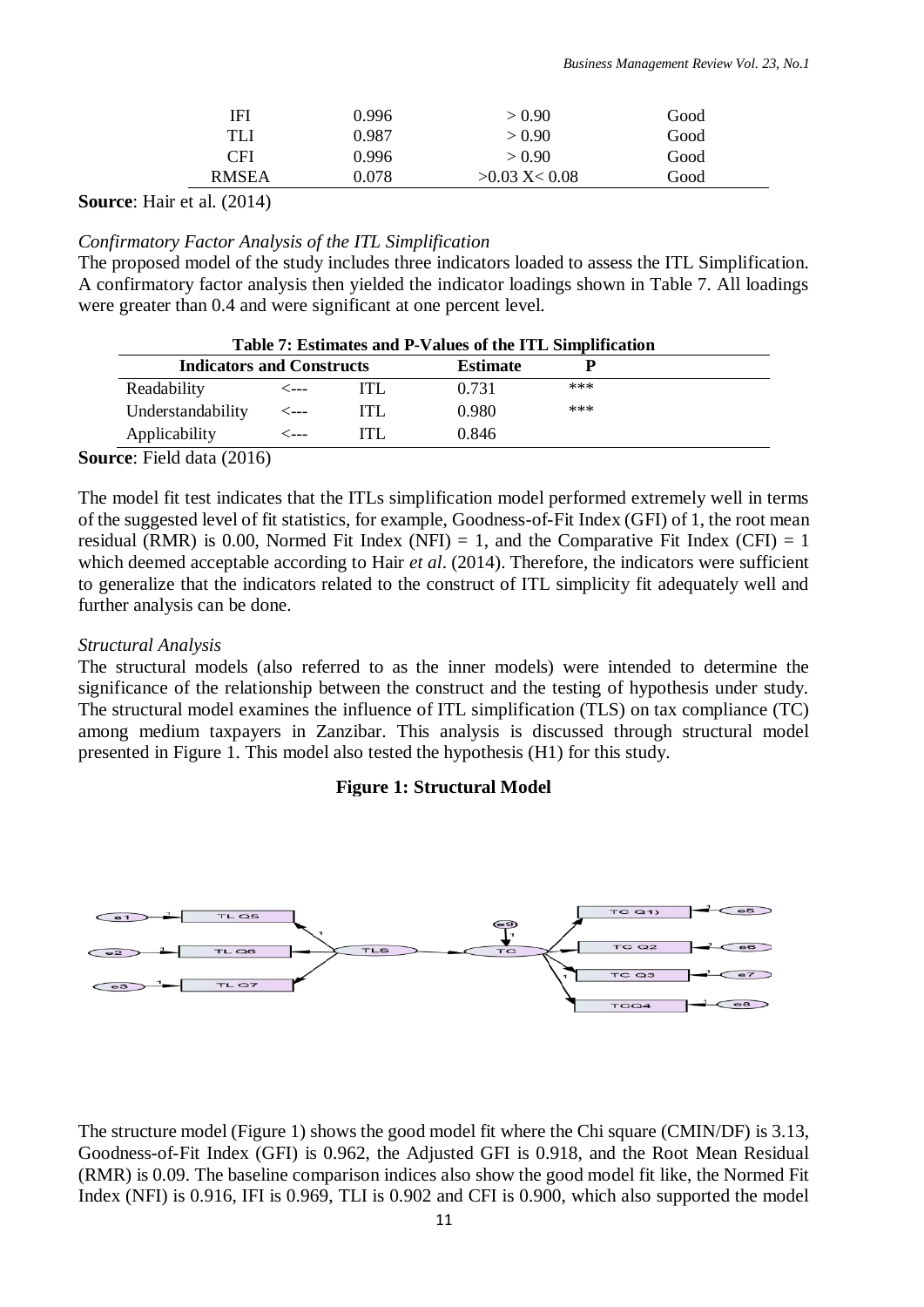| IFI | 0.996 | > 0.90 | Good |
|---|---|---|---|
| TLI | 0.987 | > 0.90 | Good |
| CFI | 0.996 | > 0.90 | Good |
| RMSEA | 0.078 | >0.03 X< 0.08 | Good |

**Source**: Hair et al. (2014)

*Confirmatory Factor Analysis of the ITL Simplification*

The proposed model of the study includes three indicators loaded to assess the ITL Simplification. A confirmatory factor analysis then yielded the indicator loadings shown in Table 7. All loadings were greater than 0.4 and were significant at one percent level.

**Table 7: Estimates and P-Values of the ITL Simplification**

| Indicators and Constructs | | | Estimate | P |
|---|---|---|---|---|
| Readability | <--- | ITL | 0.731 | *** |
| Understandability | <--- | ITL | 0.980 | *** |
| Applicability | <--- | ITL | 0.846 | |

**Source**: Field data (2016)

The model fit test indicates that the ITLs simplification model performed extremely well in terms of the suggested level of fit statistics, for example, Goodness-of-Fit Index (GFI) of 1, the root mean residual (RMR) is 0.00, Normed Fit Index (NFI) = 1, and the Comparative Fit Index (CFI) = 1 which deemed acceptable according to Hair *et al*. (2014). Therefore, the indicators were sufficient to generalize that the indicators related to the construct of ITL simplicity fit adequately well and further analysis can be done.

*Structural Analysis*

The structural models (also referred to as the inner models) were intended to determine the significance of the relationship between the construct and the testing of hypothesis under study. The structural model examines the influence of ITL simplification (TLS) on tax compliance (TC) among medium taxpayers in Zanzibar. This analysis is discussed through structural model presented in Figure 1. This model also tested the hypothesis (H1) for this study.

**Figure 1: Structural Model**

The structure model (Figure 1) shows the good model fit where the Chi square (CMIN/DF) is 3.13, Goodness-of-Fit Index (GFI) is 0.962, the Adjusted GFI is 0.918, and the Root Mean Residual (RMR) is 0.09. The baseline comparison indices also show the good model fit like, the Normed Fit Index (NFI) is 0.916, IFI is 0.969, TLI is 0.902 and CFI is 0.900, which also supported the model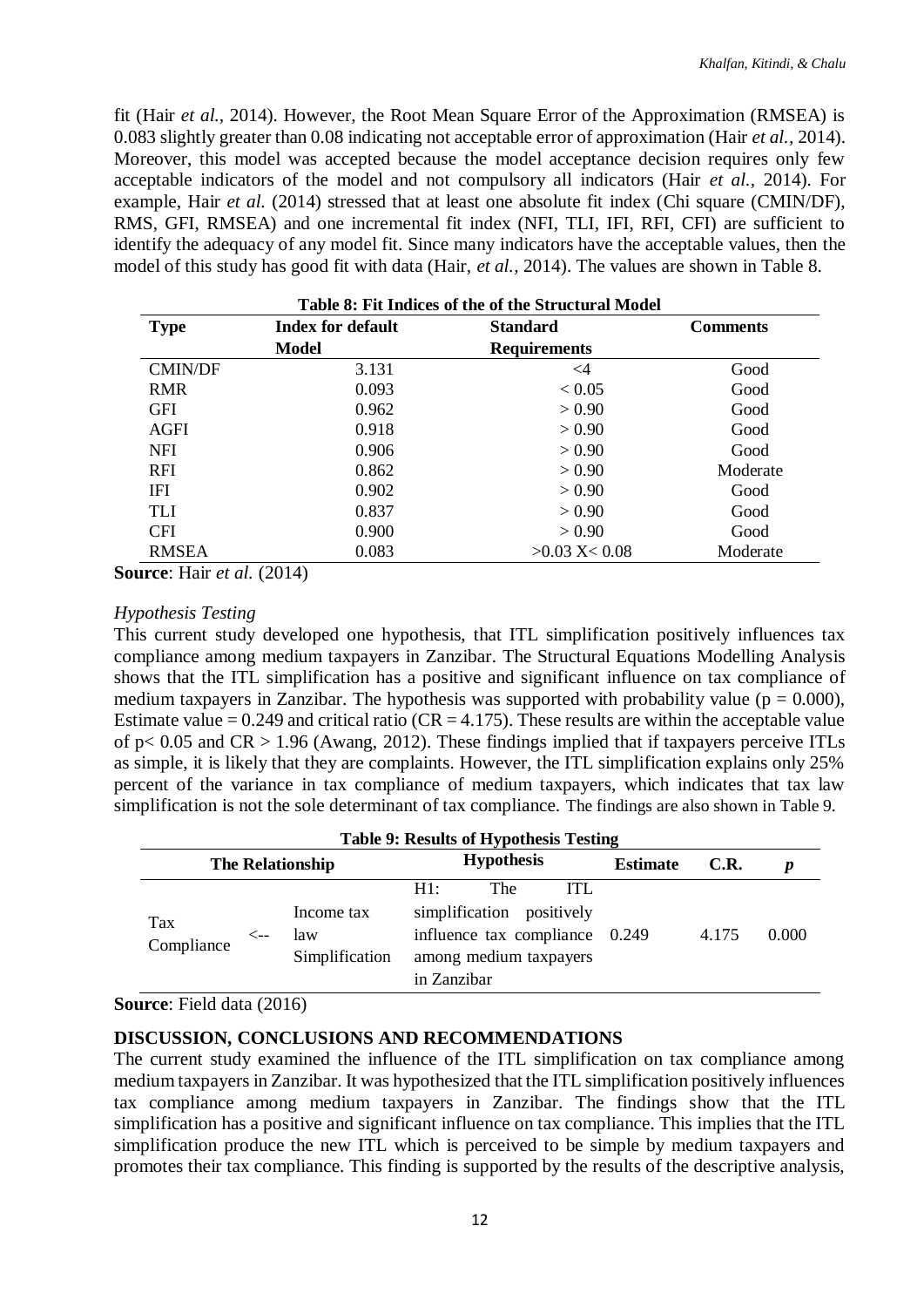fit (Hair *et al.,* 2014). However, the Root Mean Square Error of the Approximation (RMSEA) is 0.083 slightly greater than 0.08 indicating not acceptable error of approximation (Hair *et al.*, 2014). Moreover, this model was accepted because the model acceptance decision requires only few acceptable indicators of the model and not compulsory all indicators (Hair *et al.*, 2014). For example, Hair *et al.* (2014) stressed that at least one absolute fit index (Chi square (CMIN/DF), RMS, GFI, RMSEA) and one incremental fit index (NFI, TLI, IFI, RFI, CFI) are sufficient to identify the adequacy of any model fit. Since many indicators have the acceptable values, then the model of this study has good fit with data (Hair, *et al.,* 2014). The values are shown in Table 8.

**Table 8: Fit Indices of the of the Structural Model**

| Type | Index for default Model | Standard Requirements | Comments |
|---|---|---|---|
| CMIN/DF | 3.131 | <4 | Good |
| RMR | 0.093 | < 0.05 | Good |
| GFI | 0.962 | > 0.90 | Good |
| AGFI | 0.918 | > 0.90 | Good |
| NFI | 0.906 | > 0.90 | Good |
| RFI | 0.862 | > 0.90 | Moderate |
| IFI | 0.902 | > 0.90 | Good |
| TLI | 0.837 | > 0.90 | Good |
| CFI | 0.900 | > 0.90 | Good |
| RMSEA | 0.083 | >0.03 X< 0.08 | Moderate |

**Source**: Hair *et al.* (2014)

*Hypothesis Testing*

This current study developed one hypothesis, that ITL simplification positively influences tax compliance among medium taxpayers in Zanzibar. The Structural Equations Modelling Analysis shows that the ITL simplification has a positive and significant influence on tax compliance of medium taxpayers in Zanzibar. The hypothesis was supported with probability value ($p = 0.000$), Estimate value = 0.249 and critical ratio (CR = 4.175). These results are within the acceptable value of $p < 0.05$ and CR > 1.96 (Awang, 2012). These findings implied that if taxpayers perceive ITLs as simple, it is likely that they are complaints. However, the ITL simplification explains only 25% percent of the variance in tax compliance of medium taxpayers, which indicates that tax law simplification is not the sole determinant of tax compliance. The findings are also shown in Table 9.

**Table 9: Results of Hypothesis Testing**

| The Relationship | | | Hypothesis | Estimate | C.R. | *p* |
|---|---|---|---|---|---|---|
| Tax Compliance | <-- | Income tax law Simplification | H1: The ITL simplification positively influence tax compliance among medium taxpayers in Zanzibar | 0.249 | 4.175 | 0.000 |

**Source**: Field data (2016)

## DISCUSSION, CONCLUSIONS AND RECOMMENDATIONS

The current study examined the influence of the ITL simplification on tax compliance among medium taxpayers in Zanzibar. It was hypothesized that the ITL simplification positively influences tax compliance among medium taxpayers in Zanzibar. The findings show that the ITL simplification has a positive and significant influence on tax compliance. This implies that the ITL simplification produce the new ITL which is perceived to be simple by medium taxpayers and promotes their tax compliance. This finding is supported by the results of the descriptive analysis,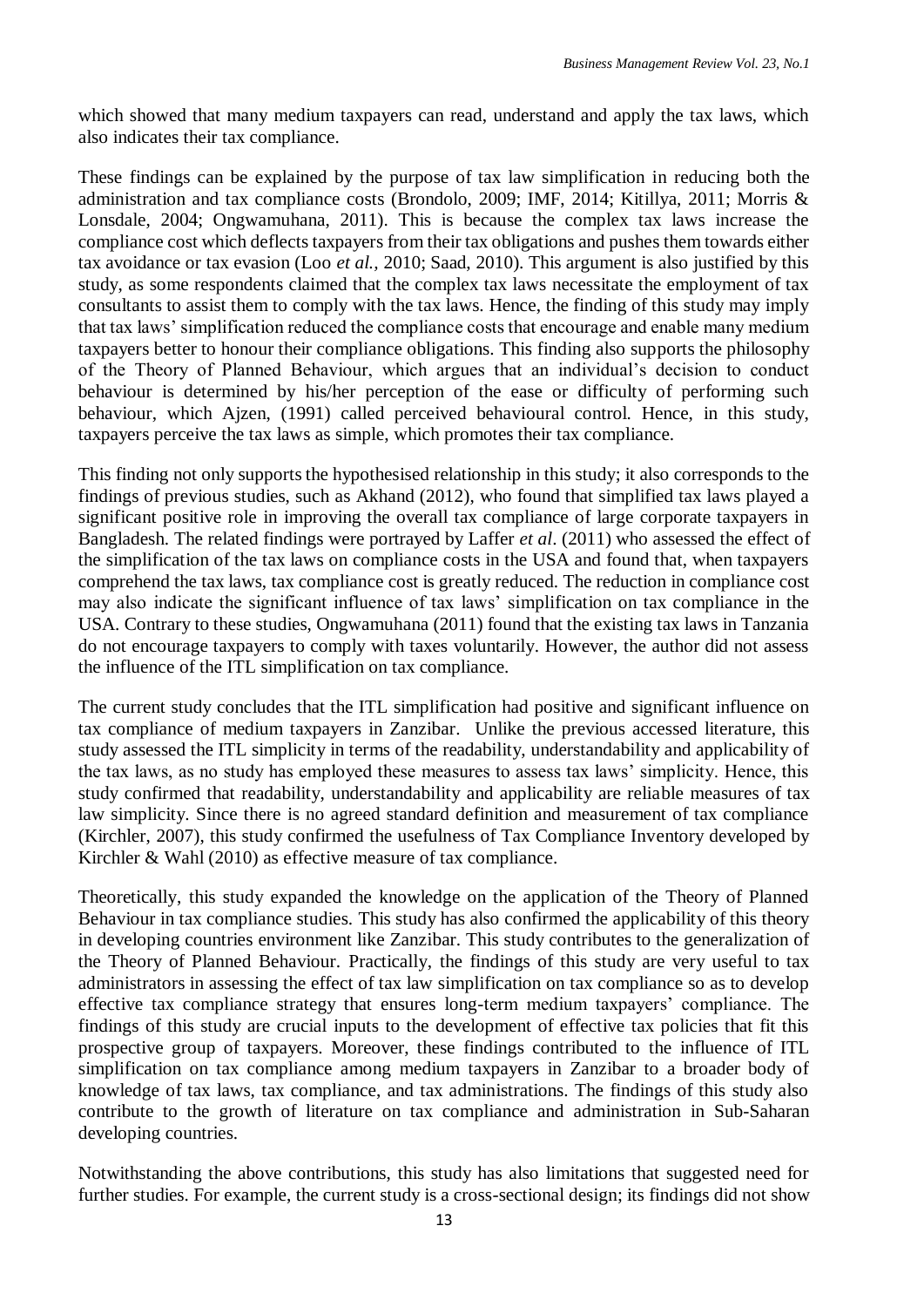which showed that many medium taxpayers can read, understand and apply the tax laws, which also indicates their tax compliance.

These findings can be explained by the purpose of tax law simplification in reducing both the administration and tax compliance costs (Brondolo, 2009; IMF, 2014; Kitillya, 2011; Morris & Lonsdale, 2004; Ongwamuhana, 2011). This is because the complex tax laws increase the compliance cost which deflects taxpayers from their tax obligations and pushes them towards either tax avoidance or tax evasion (Loo *et al.*, 2010; Saad, 2010). This argument is also justified by this study, as some respondents claimed that the complex tax laws necessitate the employment of tax consultants to assist them to comply with the tax laws. Hence, the finding of this study may imply that tax laws' simplification reduced the compliance costs that encourage and enable many medium taxpayers better to honour their compliance obligations. This finding also supports the philosophy of the Theory of Planned Behaviour, which argues that an individual's decision to conduct behaviour is determined by his/her perception of the ease or difficulty of performing such behaviour, which Ajzen, (1991) called perceived behavioural control. Hence, in this study, taxpayers perceive the tax laws as simple, which promotes their tax compliance.

This finding not only supports the hypothesised relationship in this study; it also corresponds to the findings of previous studies, such as Akhand (2012), who found that simplified tax laws played a significant positive role in improving the overall tax compliance of large corporate taxpayers in Bangladesh. The related findings were portrayed by Laffer *et al*. (2011) who assessed the effect of the simplification of the tax laws on compliance costs in the USA and found that, when taxpayers comprehend the tax laws, tax compliance cost is greatly reduced. The reduction in compliance cost may also indicate the significant influence of tax laws' simplification on tax compliance in the USA. Contrary to these studies, Ongwamuhana (2011) found that the existing tax laws in Tanzania do not encourage taxpayers to comply with taxes voluntarily. However, the author did not assess the influence of the ITL simplification on tax compliance.

The current study concludes that the ITL simplification had positive and significant influence on tax compliance of medium taxpayers in Zanzibar. Unlike the previous accessed literature, this study assessed the ITL simplicity in terms of the readability, understandability and applicability of the tax laws, as no study has employed these measures to assess tax laws' simplicity. Hence, this study confirmed that readability, understandability and applicability are reliable measures of tax law simplicity. Since there is no agreed standard definition and measurement of tax compliance (Kirchler, 2007), this study confirmed the usefulness of Tax Compliance Inventory developed by Kirchler & Wahl (2010) as effective measure of tax compliance.

Theoretically, this study expanded the knowledge on the application of the Theory of Planned Behaviour in tax compliance studies. This study has also confirmed the applicability of this theory in developing countries environment like Zanzibar. This study contributes to the generalization of the Theory of Planned Behaviour. Practically, the findings of this study are very useful to tax administrators in assessing the effect of tax law simplification on tax compliance so as to develop effective tax compliance strategy that ensures long-term medium taxpayers' compliance. The findings of this study are crucial inputs to the development of effective tax policies that fit this prospective group of taxpayers. Moreover, these findings contributed to the influence of ITL simplification on tax compliance among medium taxpayers in Zanzibar to a broader body of knowledge of tax laws, tax compliance, and tax administrations. The findings of this study also contribute to the growth of literature on tax compliance and administration in Sub-Saharan developing countries.

Notwithstanding the above contributions, this study has also limitations that suggested need for further studies. For example, the current study is a cross-sectional design; its findings did not show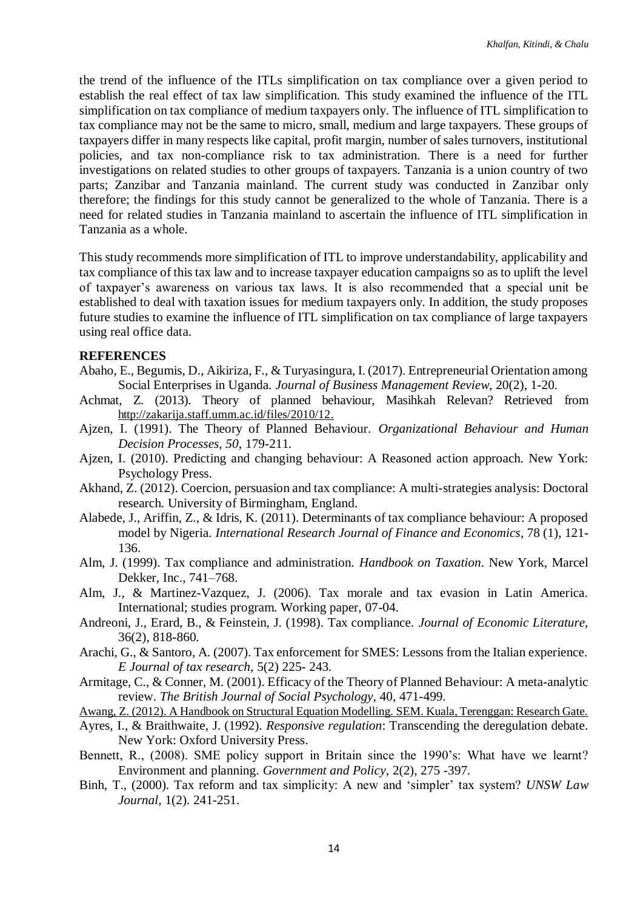the trend of the influence of the ITLs simplification on tax compliance over a given period to establish the real effect of tax law simplification. This study examined the influence of the ITL simplification on tax compliance of medium taxpayers only. The influence of ITL simplification to tax compliance may not be the same to micro, small, medium and large taxpayers. These groups of taxpayers differ in many respects like capital, profit margin, number of sales turnovers, institutional policies, and tax non-compliance risk to tax administration. There is a need for further investigations on related studies to other groups of taxpayers. Tanzania is a union country of two parts; Zanzibar and Tanzania mainland. The current study was conducted in Zanzibar only therefore; the findings for this study cannot be generalized to the whole of Tanzania. There is a need for related studies in Tanzania mainland to ascertain the influence of ITL simplification in Tanzania as a whole.

This study recommends more simplification of ITL to improve understandability, applicability and tax compliance of this tax law and to increase taxpayer education campaigns so as to uplift the level of taxpayer's awareness on various tax laws. It is also recommended that a special unit be established to deal with taxation issues for medium taxpayers only. In addition, the study proposes future studies to examine the influence of ITL simplification on tax compliance of large taxpayers using real office data.

## REFERENCES

Abaho, E., Begumis, D., Aikiriza, F., & Turyasingura, I. (2017). Entrepreneurial Orientation among Social Enterprises in Uganda. *Journal of Business Management Review*, 20(2), 1-20.

Achmat, Z. (2013). Theory of planned behaviour, Masihkah Relevan? Retrieved from http://zakarija.staff.umm.ac.id/files/2010/12.

Ajzen, I. (1991). The Theory of Planned Behaviour. *Organizational Behaviour and Human Decision Processes, 50*, 179-211.

Ajzen, I. (2010). Predicting and changing behaviour: A Reasoned action approach. New York: Psychology Press.

Akhand, Z. (2012). Coercion, persuasion and tax compliance: A multi-strategies analysis: Doctoral research. University of Birmingham, England.

Alabede, J., Ariffin, Z., & Idris, K. (2011). Determinants of tax compliance behaviour: A proposed model by Nigeria. *International Research Journal of Finance and Economics*, 78 (1), 121-136.

Alm, J. (1999). Tax compliance and administration. *Handbook on Taxation*. New York, Marcel Dekker, Inc., 741–768.

Alm, J., & Martinez-Vazquez, J. (2006). Tax morale and tax evasion in Latin America. International; studies program. Working paper, 07-04.

Andreoni, J., Erard, B., & Feinstein, J. (1998). Tax compliance. *Journal of Economic Literature*, 36(2), 818-860.

Arachi, G., & Santoro, A. (2007). Tax enforcement for SMES: Lessons from the Italian experience. *E Journal of tax research*, 5(2) 225- 243.

Armitage, C., & Conner, M. (2001). Efficacy of the Theory of Planned Behaviour: A meta-analytic review. *The British Journal of Social Psychology*, 40, 471-499.

Awang, Z. (2012). A Handbook on Structural Equation Modelling. SEM. Kuala, Terenggan: Research Gate.

Ayres, I., & Braithwaite, J. (1992). *Responsive regulation*: Transcending the deregulation debate. New York: Oxford University Press.

Bennett, R., (2008). SME policy support in Britain since the 1990's: What have we learnt? Environment and planning. *Government and Policy*, 2(2), 275 -397.

Binh, T., (2000). Tax reform and tax simplicity: A new and 'simpler' tax system? *UNSW Law Journal*, 1(2). 241-251.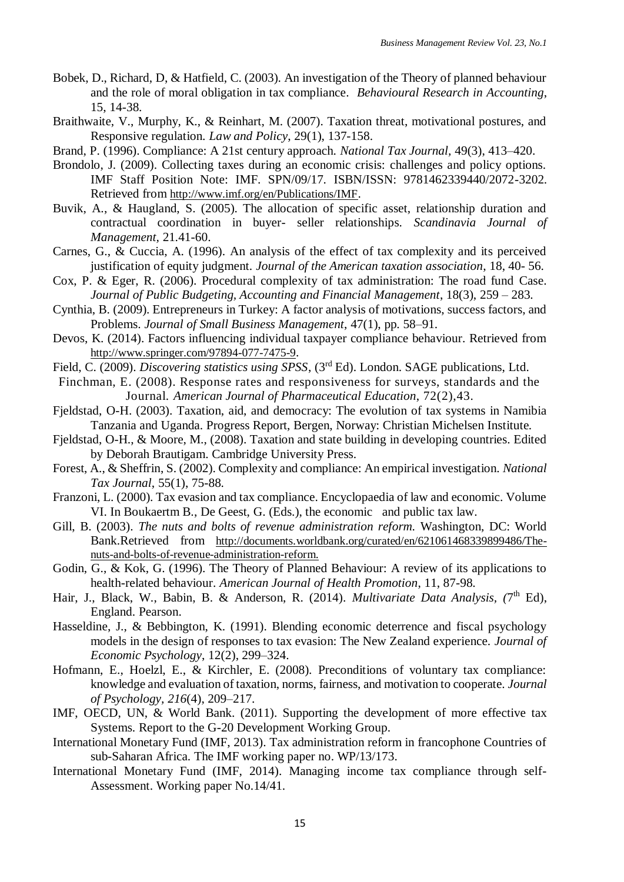Bobek, D., Richard, D, & Hatfield, C. (2003). An investigation of the Theory of planned behaviour and the role of moral obligation in tax compliance. *Behavioural Research in Accounting*, 15, 14-38.

Braithwaite, V., Murphy, K., & Reinhart, M. (2007). Taxation threat, motivational postures, and Responsive regulation. *Law and Policy*, 29(1), 137-158.

Brand, P. (1996). Compliance: A 21st century approach. *National Tax Journal*, 49(3), 413–420.

Brondolo, J. (2009). Collecting taxes during an economic crisis: challenges and policy options. IMF Staff Position Note: IMF. SPN/09/17. ISBN/ISSN: 9781462339440/2072-3202. Retrieved from http://www.imf.org/en/Publications/IMF.

Buvik, A., & Haugland, S. (2005). The allocation of specific asset, relationship duration and contractual coordination in buyer- seller relationships. *Scandinavia Journal of Management*, 21.41-60.

Carnes, G., & Cuccia, A. (1996). An analysis of the effect of tax complexity and its perceived justification of equity judgment. *Journal of the American taxation association*, 18, 40- 56.

Cox, P. & Eger, R. (2006). Procedural complexity of tax administration: The road fund Case. *Journal of Public Budgeting, Accounting and Financial Management*, 18(3), 259 – 283.

Cynthia, B. (2009). Entrepreneurs in Turkey: A factor analysis of motivations, success factors, and Problems. *Journal of Small Business Management*, 47(1), pp. 58–91.

Devos, K. (2014). Factors influencing individual taxpayer compliance behaviour. Retrieved from http://www.springer.com/97894-077-7475-9.

Field, C. (2009). *Discovering statistics using SPSS*, (3rd Ed). London. SAGE publications, Ltd.

Finchman, E. (2008). Response rates and responsiveness for surveys, standards and the Journal. *American Journal of Pharmaceutical Education*, 72(2),43.

Fjeldstad, O-H. (2003). Taxation, aid, and democracy: The evolution of tax systems in Namibia Tanzania and Uganda. Progress Report, Bergen, Norway: Christian Michelsen Institute.

Fjeldstad, O-H., & Moore, M., (2008). Taxation and state building in developing countries. Edited by Deborah Brautigam. Cambridge University Press.

Forest, A., & Sheffrin, S. (2002). Complexity and compliance: An empirical investigation. *National Tax Journal*, 55(1), 75-88.

Franzoni, L. (2000). Tax evasion and tax compliance. Encyclopaedia of law and economic. Volume VI. In Boukaertm B., De Geest, G. (Eds.), the economic and public tax law.

Gill, B. (2003). *The nuts and bolts of revenue administration reform.* Washington, DC: World Bank.Retrieved from http://documents.worldbank.org/curated/en/621061468339899486/The-nuts-and-bolts-of-revenue-administration-reform.

Godin, G., & Kok, G. (1996). The Theory of Planned Behaviour: A review of its applications to health-related behaviour. *American Journal of Health Promotion*, 11, 87-98.

Hair, J., Black, W., Babin, B. & Anderson, R. (2014). *Multivariate Data Analysis, (*7th Ed), England. Pearson.

Hasseldine, J., & Bebbington, K. (1991). Blending economic deterrence and fiscal psychology models in the design of responses to tax evasion: The New Zealand experience. *Journal of Economic Psychology*, 12(2), 299–324.

Hofmann, E., Hoelzl, E., & Kirchler, E. (2008). Preconditions of voluntary tax compliance: knowledge and evaluation of taxation, norms, fairness, and motivation to cooperate. *Journal of Psychology, 216*(4), 209–217.

IMF, OECD, UN, & World Bank. (2011). Supporting the development of more effective tax Systems. Report to the G-20 Development Working Group.

International Monetary Fund (IMF, 2013). Tax administration reform in francophone Countries of sub-Saharan Africa. The IMF working paper no. WP/13/173.

International Monetary Fund (IMF, 2014). Managing income tax compliance through self-Assessment. Working paper No.14/41.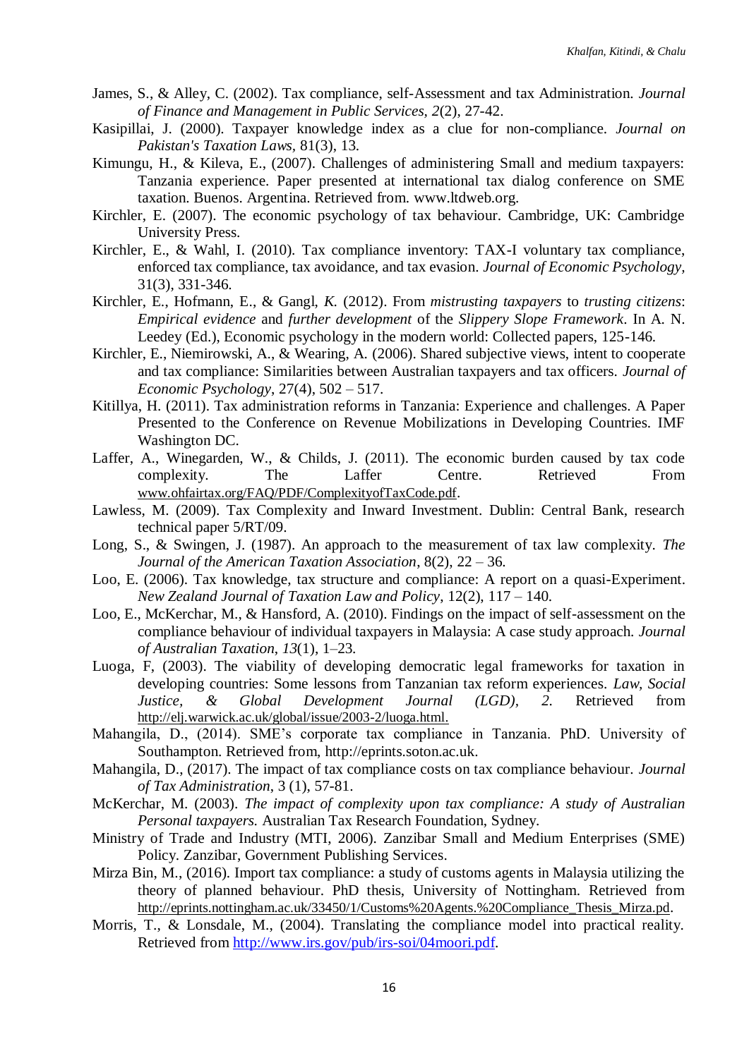James, S., & Alley, C. (2002). Tax compliance, self-Assessment and tax Administration. *Journal of Finance and Management in Public Services, 2*(2), 27-42.

Kasipillai, J. (2000). Taxpayer knowledge index as a clue for non-compliance. *Journal on Pakistan's Taxation Laws*, 81(3), 13.

Kimungu, H., & Kileva, E., (2007). Challenges of administering Small and medium taxpayers: Tanzania experience. Paper presented at international tax dialog conference on SME taxation. Buenos. Argentina. Retrieved from. www.ltdweb.org.

Kirchler, E. (2007). The economic psychology of tax behaviour. Cambridge, UK: Cambridge University Press.

Kirchler, E., & Wahl, I. (2010). Tax compliance inventory: TAX-I voluntary tax compliance, enforced tax compliance, tax avoidance, and tax evasion. *Journal of Economic Psychology*, 31(3), 331-346.

Kirchler, E., Hofmann, E., & Gangl, *K.* (2012). From *mistrusting taxpayers* to *trusting citizens*: *Empirical evidence* and *further development* of the *Slippery Slope Framework*. In A. N. Leedey (Ed.), Economic psychology in the modern world: Collected papers, 125-146.

Kirchler, E., Niemirowski, A., & Wearing, A. (2006). Shared subjective views, intent to cooperate and tax compliance: Similarities between Australian taxpayers and tax officers. *Journal of Economic Psychology*, 27(4), 502 – 517.

Kitillya, H. (2011). Tax administration reforms in Tanzania: Experience and challenges. A Paper Presented to the Conference on Revenue Mobilizations in Developing Countries. IMF Washington DC.

Laffer, A., Winegarden, W., & Childs, J. (2011). The economic burden caused by tax code complexity. The Laffer Centre. Retrieved From www.ohfairtax.org/FAQ/PDF/ComplexityofTaxCode.pdf.

Lawless, M. (2009). Tax Complexity and Inward Investment. Dublin: Central Bank, research technical paper 5/RT/09.

Long, S., & Swingen, J. (1987). An approach to the measurement of tax law complexity. *The Journal of the American Taxation Association*, 8(2), 22 – 36.

Loo, E. (2006). Tax knowledge, tax structure and compliance: A report on a quasi-Experiment. *New Zealand Journal of Taxation Law and Policy*, 12(2), 117 – 140.

Loo, E., McKerchar, M., & Hansford, A. (2010). Findings on the impact of self-assessment on the compliance behaviour of individual taxpayers in Malaysia: A case study approach. *Journal of Australian Taxation*, *13*(1), 1–23.

Luoga, F, (2003). The viability of developing democratic legal frameworks for taxation in developing countries: Some lessons from Tanzanian tax reform experiences. *Law, Social Justice, & Global Development Journal (LGD), 2.* Retrieved from http://elj.warwick.ac.uk/global/issue/2003-2/luoga.html.

Mahangila, D., (2014). SME's corporate tax compliance in Tanzania. PhD. University of Southampton. Retrieved from, http://eprints.soton.ac.uk.

Mahangila, D., (2017). The impact of tax compliance costs on tax compliance behaviour. *Journal of Tax Administration*, 3 (1), 57-81.

McKerchar, M. (2003). *The impact of complexity upon tax compliance: A study of Australian Personal taxpayers.* Australian Tax Research Foundation, Sydney.

Ministry of Trade and Industry (MTI, 2006). Zanzibar Small and Medium Enterprises (SME) Policy. Zanzibar, Government Publishing Services.

Mirza Bin, M., (2016). Import tax compliance: a study of customs agents in Malaysia utilizing the theory of planned behaviour. PhD thesis, University of Nottingham. Retrieved from http://eprints.nottingham.ac.uk/33450/1/Customs%20Agents.%20Compliance_Thesis_Mirza.pd.

Morris, T., & Lonsdale, M., (2004). Translating the compliance model into practical reality. Retrieved from http://www.irs.gov/pub/irs-soi/04moori.pdf.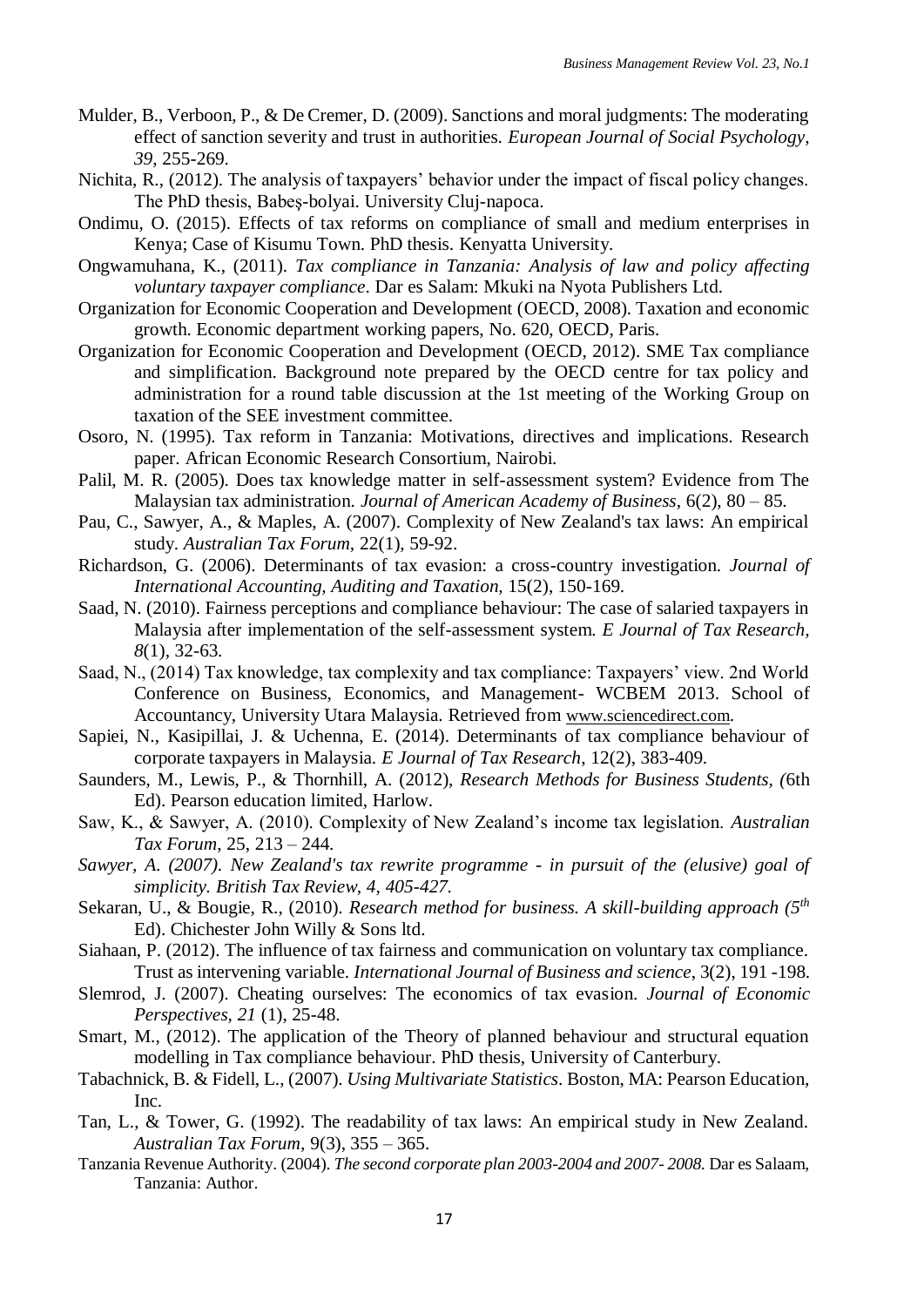Mulder, B., Verboon, P., & De Cremer, D. (2009). Sanctions and moral judgments: The moderating effect of sanction severity and trust in authorities. *European Journal of Social Psychology, 39*, 255-269.

Nichita, R., (2012). The analysis of taxpayers' behavior under the impact of fiscal policy changes. The PhD thesis, Babeş-bolyai. University Cluj-napoca.

Ondimu, O. (2015). Effects of tax reforms on compliance of small and medium enterprises in Kenya; Case of Kisumu Town. PhD thesis. Kenyatta University.

Ongwamuhana, K., (2011). *Tax compliance in Tanzania: Analysis of law and policy affecting voluntary taxpayer compliance*. Dar es Salam: Mkuki na Nyota Publishers Ltd.

Organization for Economic Cooperation and Development (OECD, 2008). Taxation and economic growth. Economic department working papers, No. 620, OECD, Paris.

Organization for Economic Cooperation and Development (OECD, 2012). SME Tax compliance and simplification. Background note prepared by the OECD centre for tax policy and administration for a round table discussion at the 1st meeting of the Working Group on taxation of the SEE investment committee.

Osoro, N. (1995). Tax reform in Tanzania: Motivations, directives and implications. Research paper. African Economic Research Consortium, Nairobi.

Palil, M. R. (2005). Does tax knowledge matter in self-assessment system? Evidence from The Malaysian tax administration. *Journal of American Academy of Business*, 6(2), 80 – 85.

Pau, C., Sawyer, A., & Maples, A. (2007). Complexity of New Zealand's tax laws: An empirical study. *Australian Tax Forum*, 22(1), 59-92.

Richardson, G. (2006). Determinants of tax evasion: a cross-country investigation. *Journal of International Accounting, Auditing and Taxation*, 15(2), 150-169.

Saad, N. (2010). Fairness perceptions and compliance behaviour: The case of salaried taxpayers in Malaysia after implementation of the self-assessment system. *E Journal of Tax Research, 8*(1), 32-63.

Saad, N., (2014) Tax knowledge, tax complexity and tax compliance: Taxpayers' view. 2nd World Conference on Business, Economics, and Management- WCBEM 2013. School of Accountancy, University Utara Malaysia. Retrieved from www.sciencedirect.com.

Sapiei, N., Kasipillai, J. & Uchenna, E. (2014). Determinants of tax compliance behaviour of corporate taxpayers in Malaysia. *E Journal of Tax Research*, 12(2), 383-409.

Saunders, M., Lewis, P., & Thornhill, A. (2012), *Research Methods for Business Students, (*6th Ed). Pearson education limited, Harlow.

Saw, K., & Sawyer, A. (2010). Complexity of New Zealand's income tax legislation. *Australian Tax Forum*, 25, 213 – 244.

*Sawyer, A. (2007). New Zealand's tax rewrite programme - in pursuit of the (elusive) goal of simplicity. British Tax Review, 4, 405-427.*

Sekaran, U., & Bougie, R., (2010). *Research method for business. A skill-building approach (5th* Ed). Chichester John Willy & Sons ltd.

Siahaan, P. (2012). The influence of tax fairness and communication on voluntary tax compliance. Trust as intervening variable. *International Journal of Business and science*, 3(2), 191 -198.

Slemrod, J. (2007). Cheating ourselves: The economics of tax evasion. *Journal of Economic Perspectives, 21* (1), 25-48.

Smart, M., (2012). The application of the Theory of planned behaviour and structural equation modelling in Tax compliance behaviour. PhD thesis, University of Canterbury.

Tabachnick, B. & Fidell, L., (2007). *Using Multivariate Statistics*. Boston, MA: Pearson Education, Inc.

Tan, L., & Tower, G. (1992). The readability of tax laws: An empirical study in New Zealand. *Australian Tax Forum*, 9(3), 355 – 365.

Tanzania Revenue Authority. (2004). *The second corporate plan 2003-2004 and 2007- 2008.* Dar es Salaam, Tanzania: Author.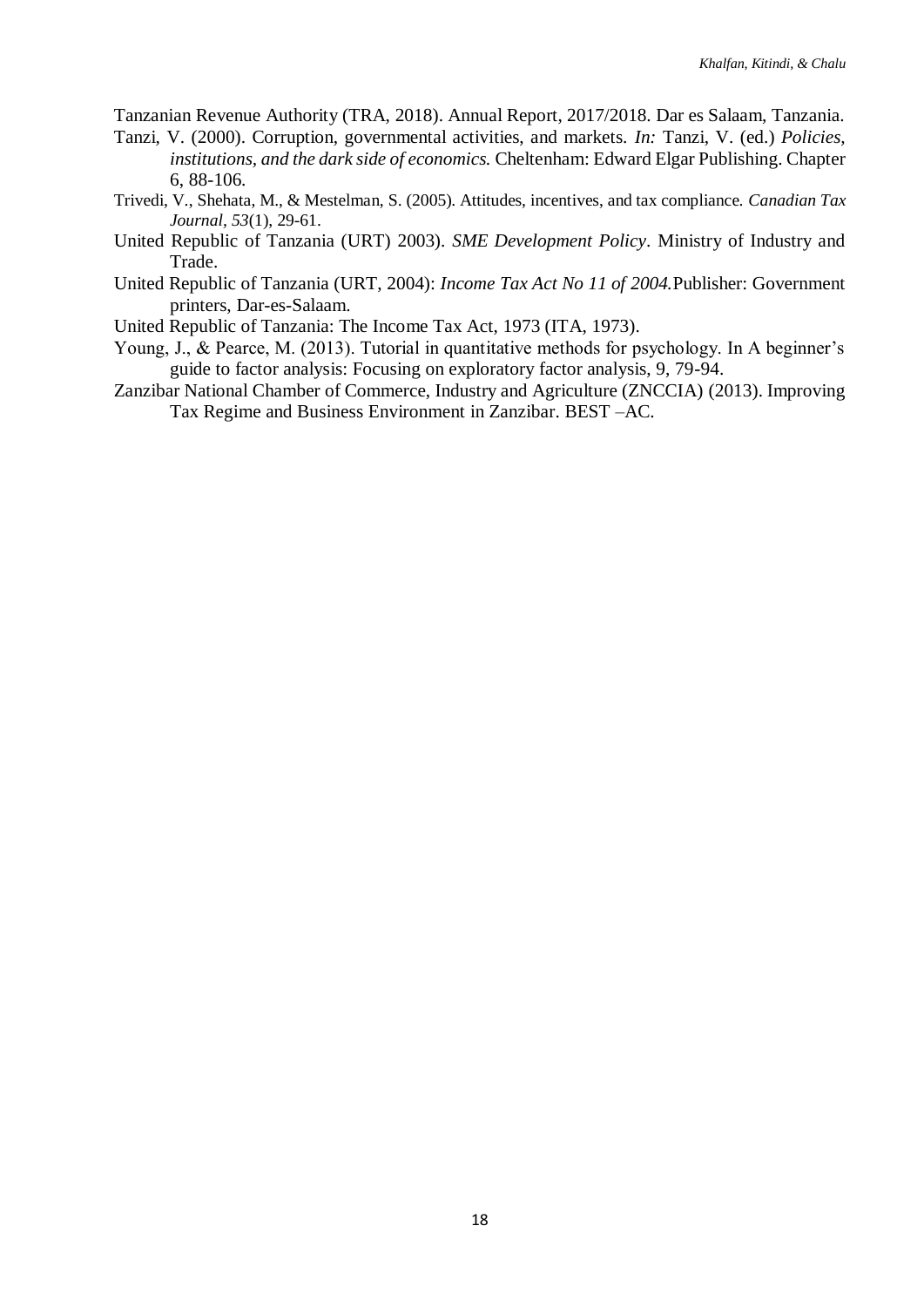Tanzanian Revenue Authority (TRA, 2018). Annual Report, 2017/2018. Dar es Salaam, Tanzania.

Tanzi, V. (2000). Corruption, governmental activities, and markets. *In:* Tanzi, V. (ed.) *Policies, institutions, and the dark side of economics.* Cheltenham: Edward Elgar Publishing. Chapter 6, 88-106.

Trivedi, V., Shehata, M., & Mestelman, S. (2005). Attitudes, incentives, and tax compliance. *Canadian Tax Journal, 53*(1), 29-61.

United Republic of Tanzania (URT) 2003). *SME Development Policy*. Ministry of Industry and Trade.

United Republic of Tanzania (URT, 2004): *Income Tax Act No 11 of 2004.*Publisher: Government printers, Dar-es-Salaam.

United Republic of Tanzania: The Income Tax Act, 1973 (ITA, 1973).

Young, J., & Pearce, M. (2013). Tutorial in quantitative methods for psychology. In A beginner's guide to factor analysis: Focusing on exploratory factor analysis, 9, 79-94.

Zanzibar National Chamber of Commerce, Industry and Agriculture (ZNCCIA) (2013). Improving Tax Regime and Business Environment in Zanzibar. BEST –AC.